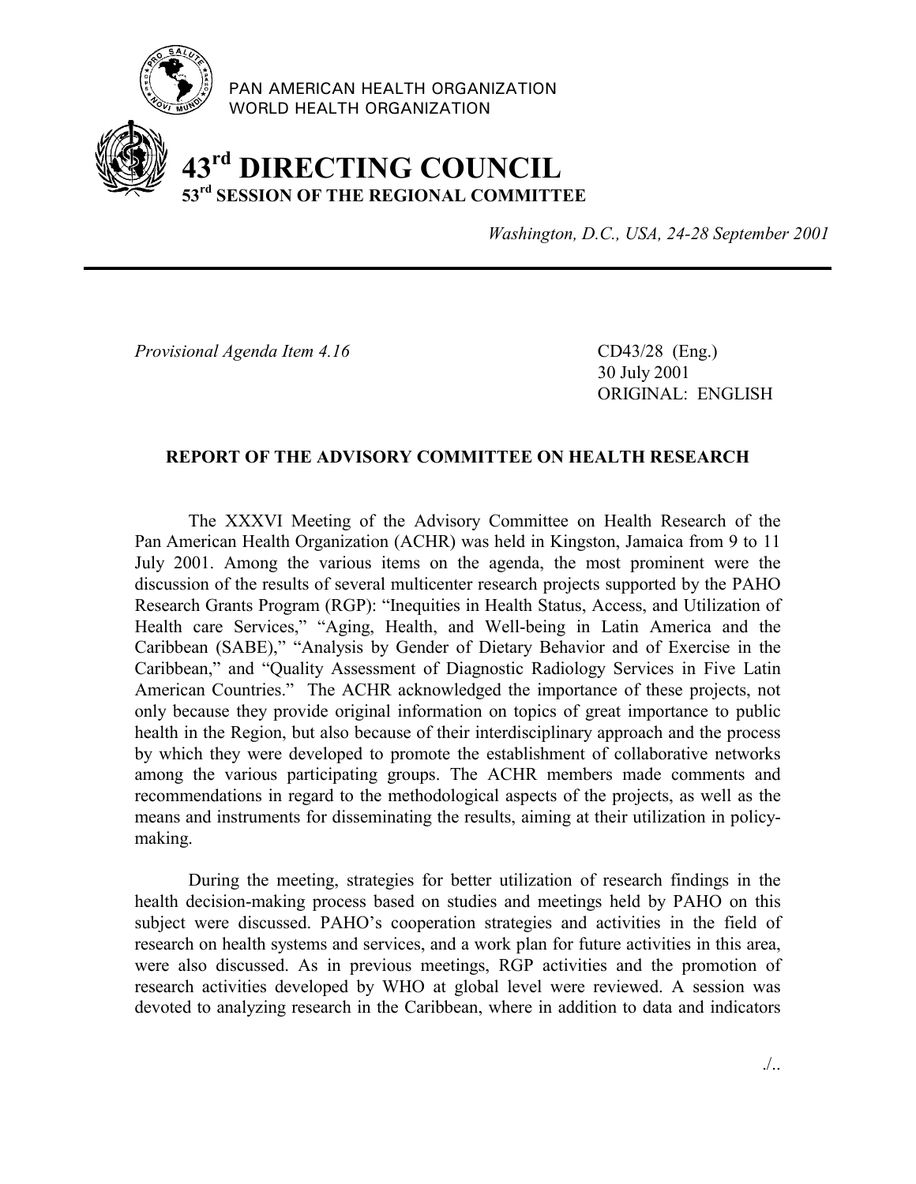PAN AMERICAN HEALTH ORGANIZATION
WORLD HEALTH ORGANIZATION

# 43rd DIRECTING COUNCIL
## 53rd SESSION OF THE REGIONAL COMMITTEE

*Washington, D.C., USA, 24-28 September 2001*

---

*Provisional Agenda Item 4.16*

CD43/28 (Eng.)
30 July 2001
ORIGINAL: ENGLISH

### REPORT OF THE ADVISORY COMMITTEE ON HEALTH RESEARCH

The XXXVI Meeting of the Advisory Committee on Health Research of the Pan American Health Organization (ACHR) was held in Kingston, Jamaica from 9 to 11 July 2001. Among the various items on the agenda, the most prominent were the discussion of the results of several multicenter research projects supported by the PAHO Research Grants Program (RGP): "Inequities in Health Status, Access, and Utilization of Health care Services," "Aging, Health, and Well-being in Latin America and the Caribbean (SABE)," "Analysis by Gender of Dietary Behavior and of Exercise in the Caribbean," and "Quality Assessment of Diagnostic Radiology Services in Five Latin American Countries." The ACHR acknowledged the importance of these projects, not only because they provide original information on topics of great importance to public health in the Region, but also because of their interdisciplinary approach and the process by which they were developed to promote the establishment of collaborative networks among the various participating groups. The ACHR members made comments and recommendations in regard to the methodological aspects of the projects, as well as the means and instruments for disseminating the results, aiming at their utilization in policy-making.

During the meeting, strategies for better utilization of research findings in the health decision-making process based on studies and meetings held by PAHO on this subject were discussed. PAHO's cooperation strategies and activities in the field of research on health systems and services, and a work plan for future activities in this area, were also discussed. As in previous meetings, RGP activities and the promotion of research activities developed by WHO at global level were reviewed. A session was devoted to analyzing research in the Caribbean, where in addition to data and indicators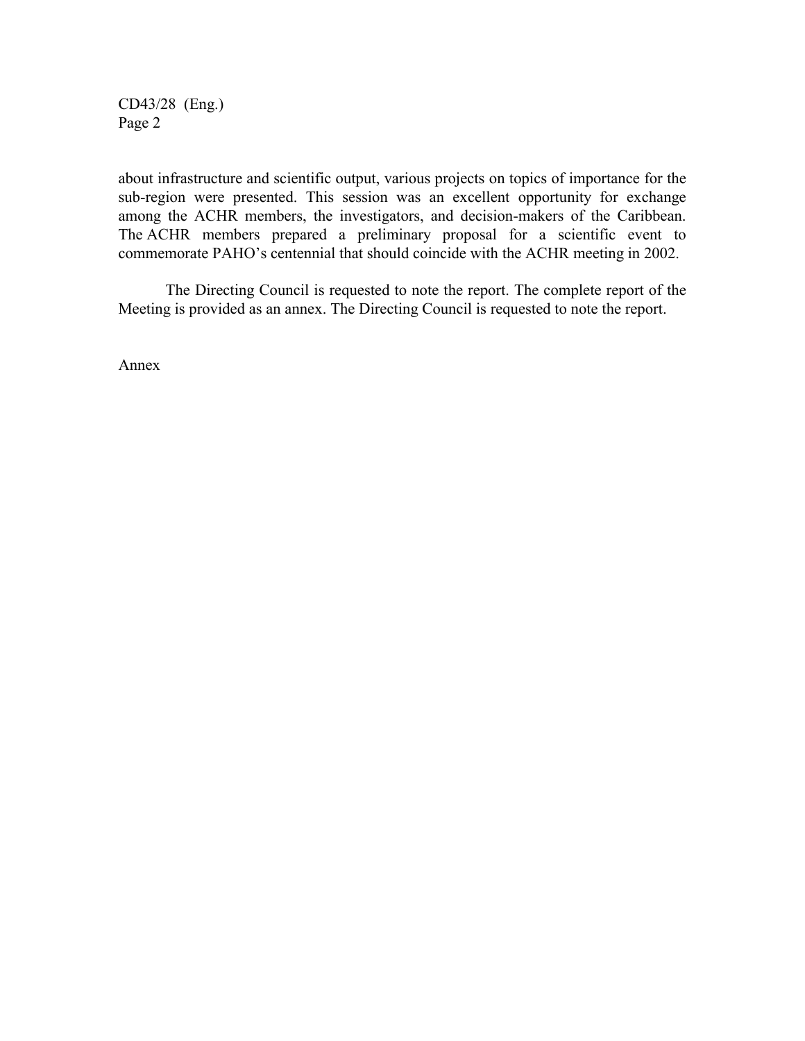about infrastructure and scientific output, various projects on topics of importance for the sub-region were presented. This session was an excellent opportunity for exchange among the ACHR members, the investigators, and decision-makers of the Caribbean. The ACHR members prepared a preliminary proposal for a scientific event to commemorate PAHO's centennial that should coincide with the ACHR meeting in 2002.

The Directing Council is requested to note the report. The complete report of the Meeting is provided as an annex. The Directing Council is requested to note the report.

Annex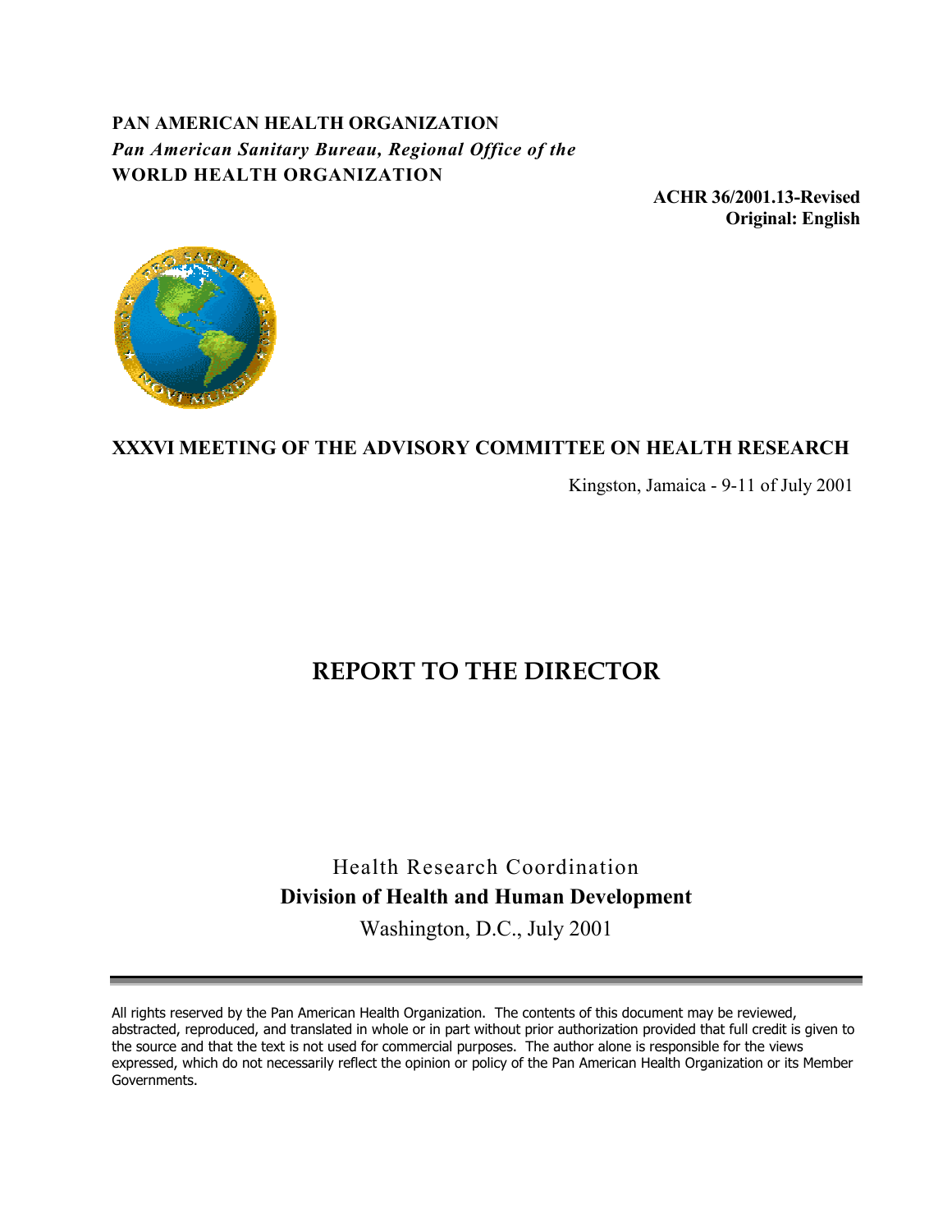**PAN AMERICAN HEALTH ORGANIZATION**
***Pan American Sanitary Bureau, Regional Office of the***
**WORLD HEALTH ORGANIZATION**

**ACHR 36/2001.13-Revised**
**Original: English**

## XXXVI MEETING OF THE ADVISORY COMMITTEE ON HEALTH RESEARCH

Kingston, Jamaica - 9-11 of July 2001

# REPORT TO THE DIRECTOR

Health Research Coordination
**Division of Health and Human Development**
Washington, D.C., July 2001

---

All rights reserved by the Pan American Health Organization. The contents of this document may be reviewed, abstracted, reproduced, and translated in whole or in part without prior authorization provided that full credit is given to the source and that the text is not used for commercial purposes. The author alone is responsible for the views expressed, which do not necessarily reflect the opinion or policy of the Pan American Health Organization or its Member Governments.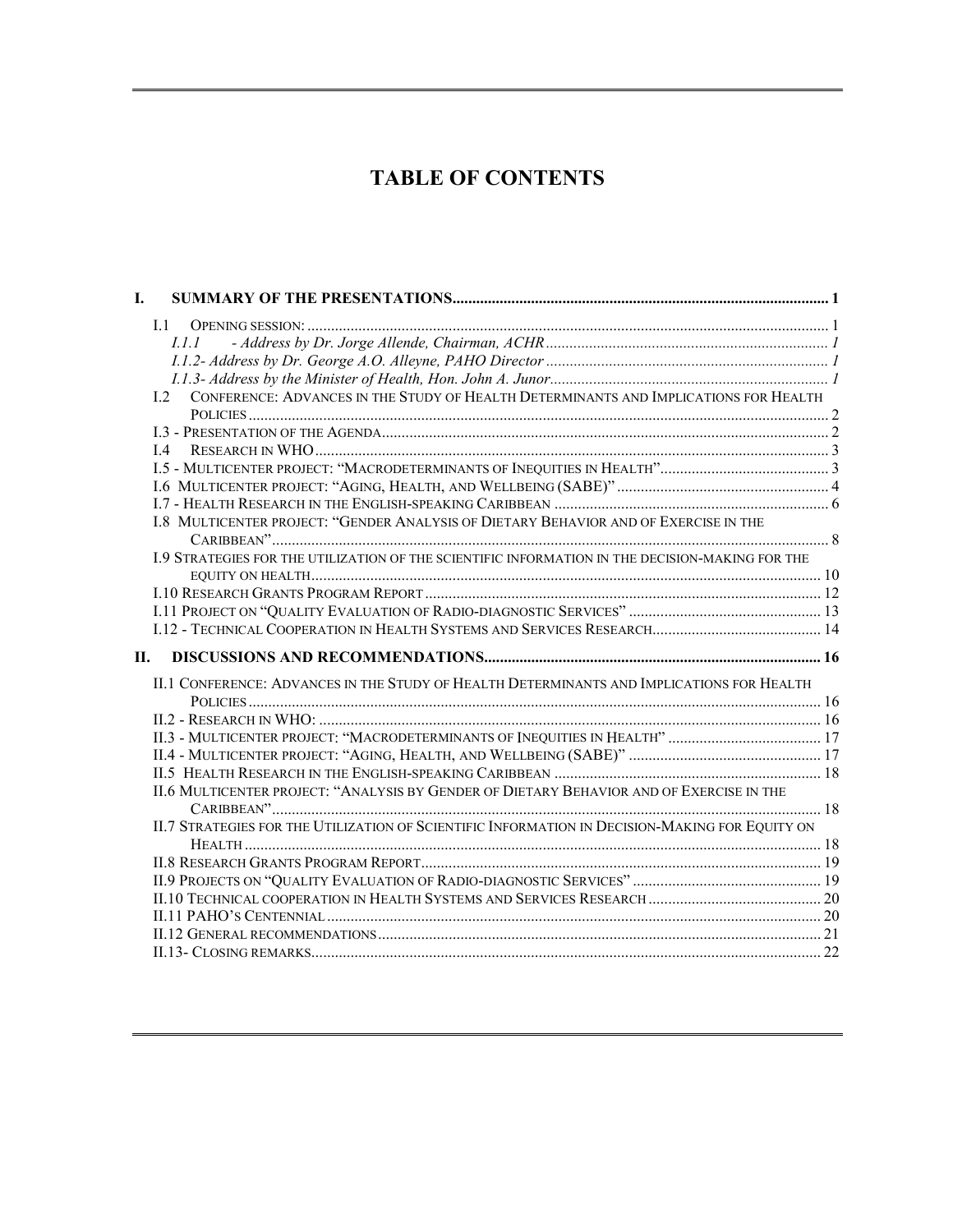# TABLE OF CONTENTS

**I. SUMMARY OF THE PRESENTATIONS ..... 1**

- I.1 Opening session: ..... 1
  - *I.1.1 - Address by Dr. Jorge Allende, Chairman, ACHR ..... 1*
  - *I.1.2- Address by Dr. George A.O. Alleyne, PAHO Director ..... 1*
  - *I.1.3- Address by the Minister of Health, Hon. John A. Junor ..... 1*
- I.2 Conference: Advances in the Study of Health Determinants and Implications for Health Policies ..... 2
- I.3 - Presentation of the Agenda ..... 2
- I.4 Research in WHO ..... 3
- I.5 - Multicenter project: "Macrodeterminants of Inequities in Health" ..... 3
- I.6 Multicenter project: "Aging, Health, and Wellbeing (SABE)" ..... 4
- I.7 - Health Research in the English-speaking Caribbean ..... 6
- I.8 Multicenter project: "Gender Analysis of Dietary Behavior and of Exercise in the Caribbean" ..... 8
- I.9 Strategies for the utilization of the scientific information in the decision-making for the equity on health ..... 10
- I.10 Research Grants Program Report ..... 12
- I.11 Project on "Quality Evaluation of Radio-diagnostic Services" ..... 13
- I.12 - Technical Cooperation in Health Systems and Services Research ..... 14

**II. DISCUSSIONS AND RECOMMENDATIONS ..... 16**

- II.1 Conference: Advances in the Study of Health Determinants and Implications for Health Policies ..... 16
- II.2 - Research in WHO: ..... 16
- II.3 - Multicenter project: "Macrodeterminants of Inequities in Health" ..... 17
- II.4 - Multicenter project: "Aging, Health, and Wellbeing (SABE)" ..... 17
- II.5 Health Research in the English-speaking Caribbean ..... 18
- II.6 Multicenter project: "Analysis by Gender of Dietary Behavior and of Exercise in the Caribbean" ..... 18
- II.7 Strategies for the Utilization of Scientific Information in Decision-Making for Equity on Health ..... 18
- II.8 Research Grants Program Report ..... 19
- II.9 Projects on "Quality Evaluation of Radio-diagnostic Services" ..... 19
- II.10 Technical cooperation in Health Systems and Services Research ..... 20
- II.11 PAHO's Centennial ..... 20
- II.12 General recommendations ..... 21
- II.13- Closing remarks ..... 22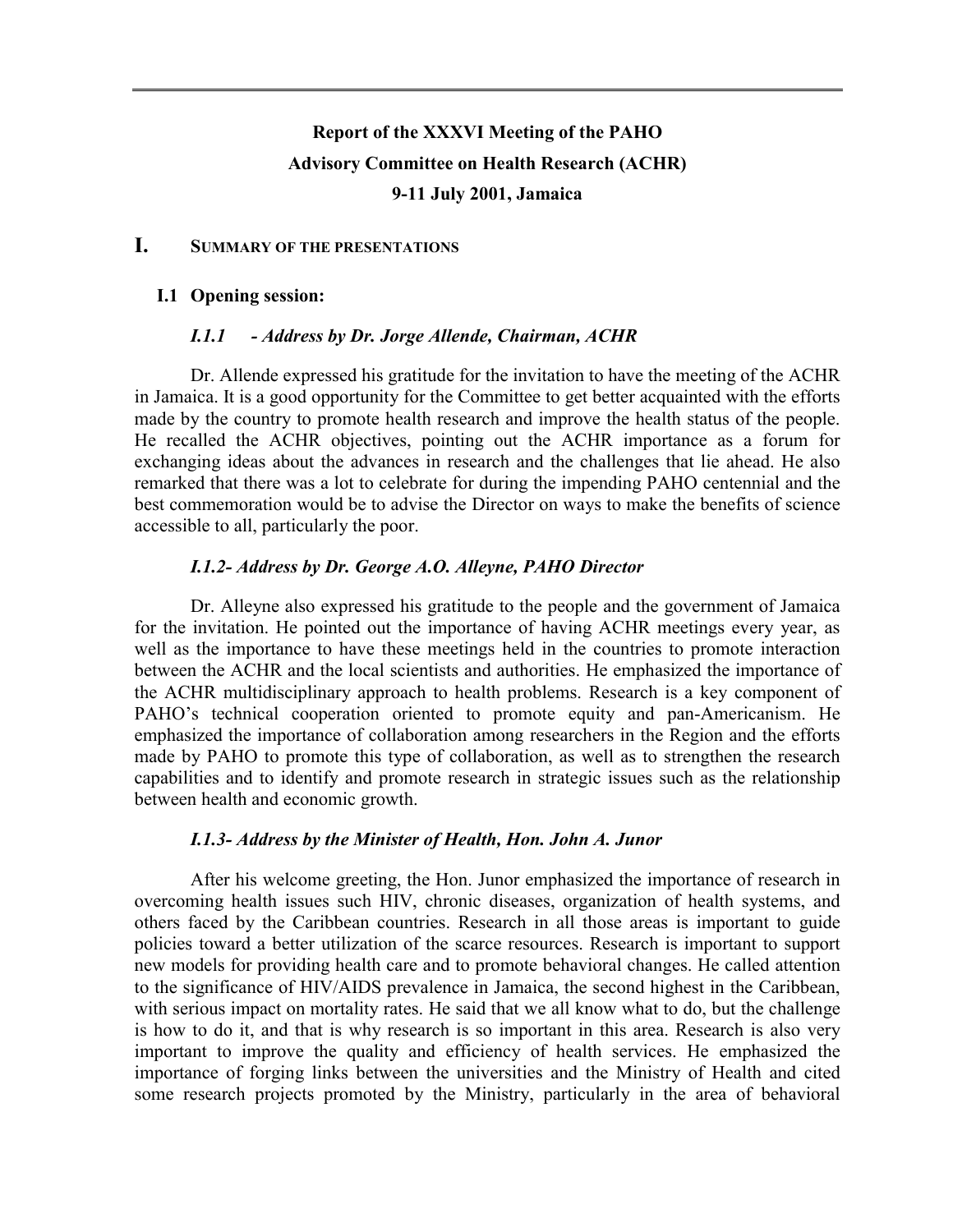# Report of the XXXVI Meeting of the PAHO Advisory Committee on Health Research (ACHR)
# 9-11 July 2001, Jamaica

## I. SUMMARY OF THE PRESENTATIONS

### I.1 Opening session:

#### *I.1.1 - Address by Dr. Jorge Allende, Chairman, ACHR*

Dr. Allende expressed his gratitude for the invitation to have the meeting of the ACHR in Jamaica. It is a good opportunity for the Committee to get better acquainted with the efforts made by the country to promote health research and improve the health status of the people. He recalled the ACHR objectives, pointing out the ACHR importance as a forum for exchanging ideas about the advances in research and the challenges that lie ahead. He also remarked that there was a lot to celebrate for during the impending PAHO centennial and the best commemoration would be to advise the Director on ways to make the benefits of science accessible to all, particularly the poor.

#### *I.1.2- Address by Dr. George A.O. Alleyne, PAHO Director*

Dr. Alleyne also expressed his gratitude to the people and the government of Jamaica for the invitation. He pointed out the importance of having ACHR meetings every year, as well as the importance to have these meetings held in the countries to promote interaction between the ACHR and the local scientists and authorities. He emphasized the importance of the ACHR multidisciplinary approach to health problems. Research is a key component of PAHO's technical cooperation oriented to promote equity and pan-Americanism. He emphasized the importance of collaboration among researchers in the Region and the efforts made by PAHO to promote this type of collaboration, as well as to strengthen the research capabilities and to identify and promote research in strategic issues such as the relationship between health and economic growth.

#### *I.1.3- Address by the Minister of Health, Hon. John A. Junor*

After his welcome greeting, the Hon. Junor emphasized the importance of research in overcoming health issues such HIV, chronic diseases, organization of health systems, and others faced by the Caribbean countries. Research in all those areas is important to guide policies toward a better utilization of the scarce resources. Research is important to support new models for providing health care and to promote behavioral changes. He called attention to the significance of HIV/AIDS prevalence in Jamaica, the second highest in the Caribbean, with serious impact on mortality rates. He said that we all know what to do, but the challenge is how to do it, and that is why research is so important in this area. Research is also very important to improve the quality and efficiency of health services. He emphasized the importance of forging links between the universities and the Ministry of Health and cited some research projects promoted by the Ministry, particularly in the area of behavioral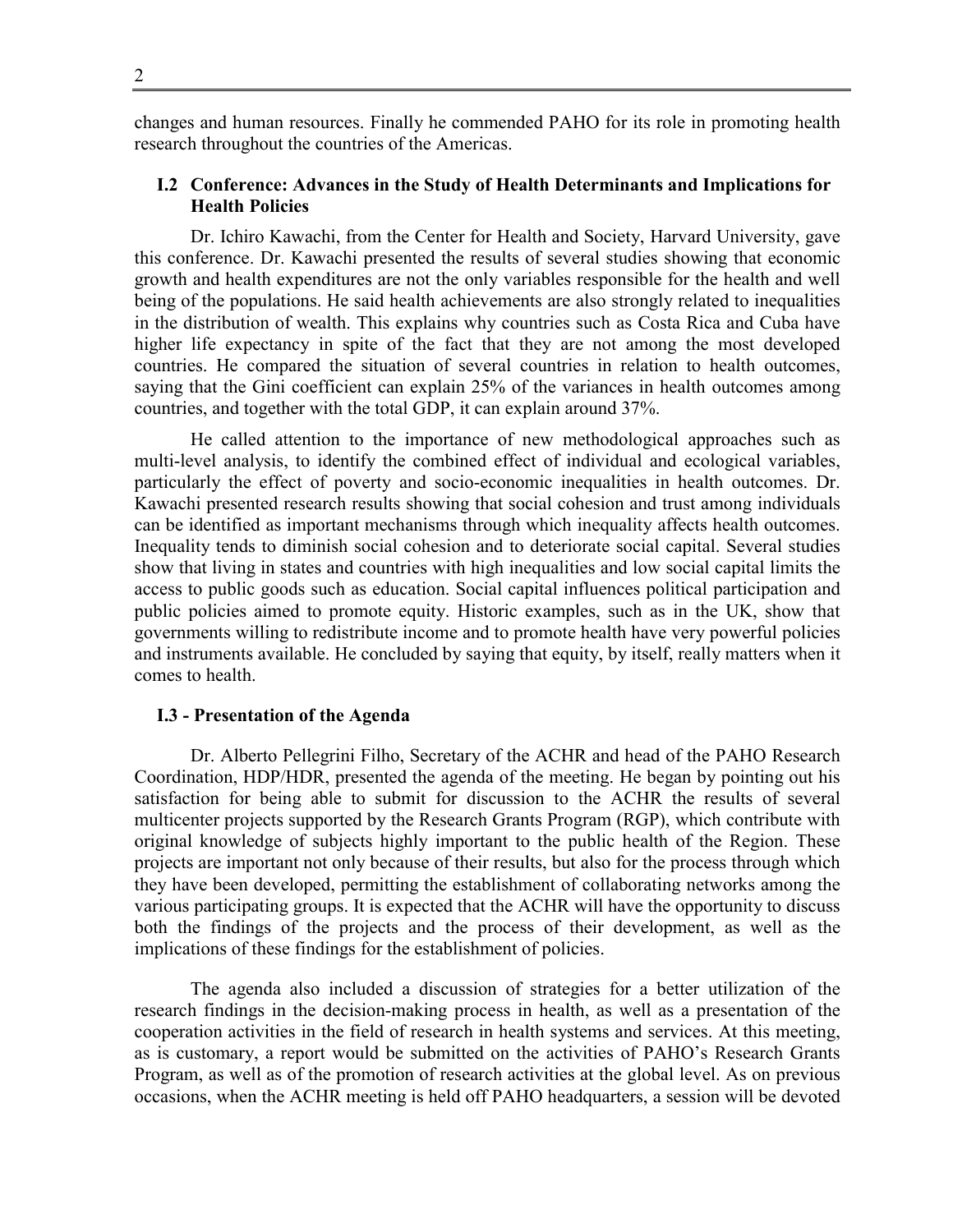changes and human resources. Finally he commended PAHO for its role in promoting health research throughout the countries of the Americas.

### I.2 Conference: Advances in the Study of Health Determinants and Implications for Health Policies

Dr. Ichiro Kawachi, from the Center for Health and Society, Harvard University, gave this conference. Dr. Kawachi presented the results of several studies showing that economic growth and health expenditures are not the only variables responsible for the health and well being of the populations. He said health achievements are also strongly related to inequalities in the distribution of wealth. This explains why countries such as Costa Rica and Cuba have higher life expectancy in spite of the fact that they are not among the most developed countries. He compared the situation of several countries in relation to health outcomes, saying that the Gini coefficient can explain 25% of the variances in health outcomes among countries, and together with the total GDP, it can explain around 37%.

He called attention to the importance of new methodological approaches such as multi-level analysis, to identify the combined effect of individual and ecological variables, particularly the effect of poverty and socio-economic inequalities in health outcomes. Dr. Kawachi presented research results showing that social cohesion and trust among individuals can be identified as important mechanisms through which inequality affects health outcomes. Inequality tends to diminish social cohesion and to deteriorate social capital. Several studies show that living in states and countries with high inequalities and low social capital limits the access to public goods such as education. Social capital influences political participation and public policies aimed to promote equity. Historic examples, such as in the UK, show that governments willing to redistribute income and to promote health have very powerful policies and instruments available. He concluded by saying that equity, by itself, really matters when it comes to health.

### I.3 - Presentation of the Agenda

Dr. Alberto Pellegrini Filho, Secretary of the ACHR and head of the PAHO Research Coordination, HDP/HDR, presented the agenda of the meeting. He began by pointing out his satisfaction for being able to submit for discussion to the ACHR the results of several multicenter projects supported by the Research Grants Program (RGP), which contribute with original knowledge of subjects highly important to the public health of the Region. These projects are important not only because of their results, but also for the process through which they have been developed, permitting the establishment of collaborating networks among the various participating groups. It is expected that the ACHR will have the opportunity to discuss both the findings of the projects and the process of their development, as well as the implications of these findings for the establishment of policies.

The agenda also included a discussion of strategies for a better utilization of the research findings in the decision-making process in health, as well as a presentation of the cooperation activities in the field of research in health systems and services. At this meeting, as is customary, a report would be submitted on the activities of PAHO's Research Grants Program, as well as of the promotion of research activities at the global level. As on previous occasions, when the ACHR meeting is held off PAHO headquarters, a session will be devoted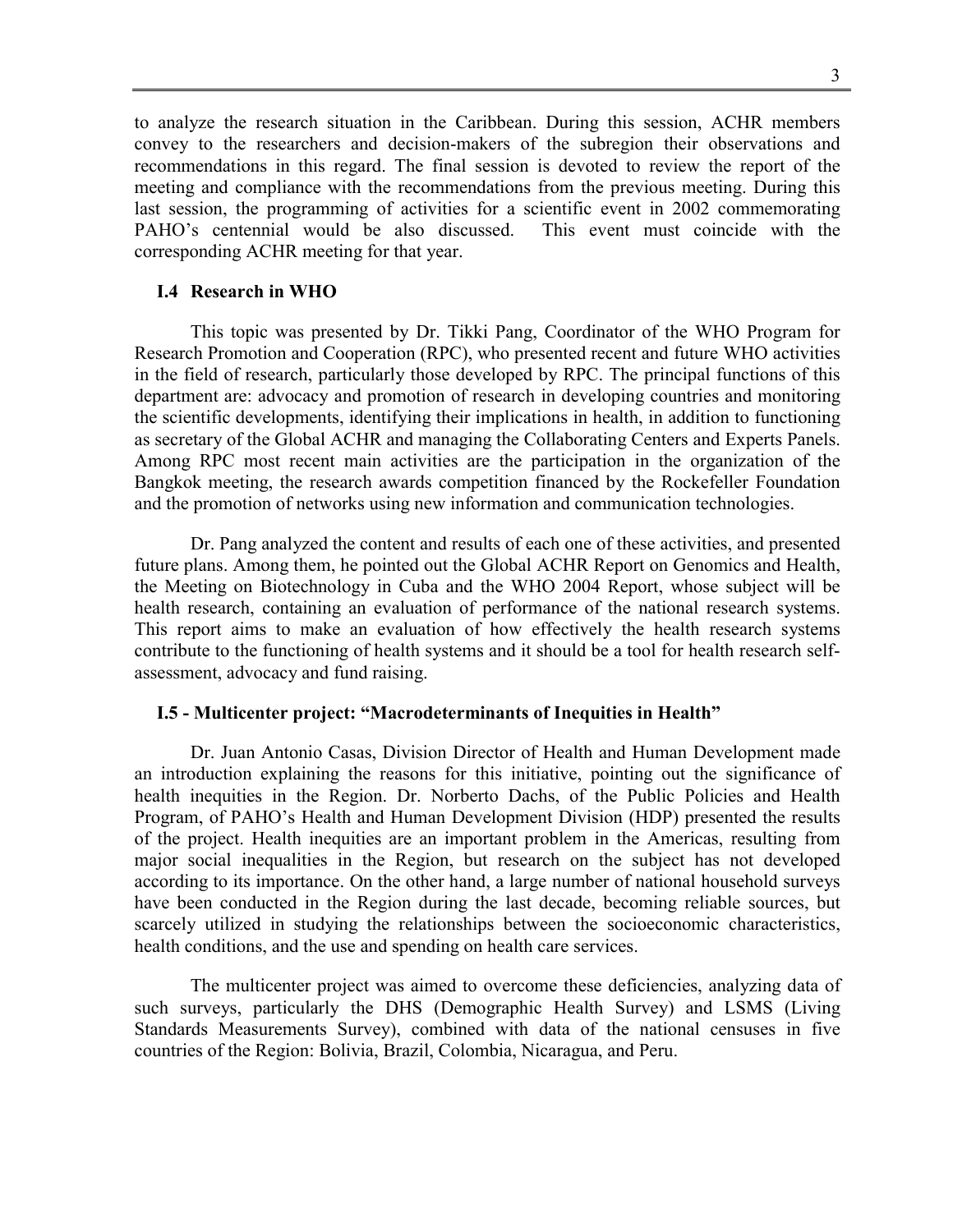to analyze the research situation in the Caribbean. During this session, ACHR members convey to the researchers and decision-makers of the subregion their observations and recommendations in this regard. The final session is devoted to review the report of the meeting and compliance with the recommendations from the previous meeting. During this last session, the programming of activities for a scientific event in 2002 commemorating PAHO's centennial would be also discussed. This event must coincide with the corresponding ACHR meeting for that year.

### I.4 Research in WHO

This topic was presented by Dr. Tikki Pang, Coordinator of the WHO Program for Research Promotion and Cooperation (RPC), who presented recent and future WHO activities in the field of research, particularly those developed by RPC. The principal functions of this department are: advocacy and promotion of research in developing countries and monitoring the scientific developments, identifying their implications in health, in addition to functioning as secretary of the Global ACHR and managing the Collaborating Centers and Experts Panels. Among RPC most recent main activities are the participation in the organization of the Bangkok meeting, the research awards competition financed by the Rockefeller Foundation and the promotion of networks using new information and communication technologies.

Dr. Pang analyzed the content and results of each one of these activities, and presented future plans. Among them, he pointed out the Global ACHR Report on Genomics and Health, the Meeting on Biotechnology in Cuba and the WHO 2004 Report, whose subject will be health research, containing an evaluation of performance of the national research systems. This report aims to make an evaluation of how effectively the health research systems contribute to the functioning of health systems and it should be a tool for health research self-assessment, advocacy and fund raising.

### I.5 - Multicenter project: "Macrodeterminants of Inequities in Health"

Dr. Juan Antonio Casas, Division Director of Health and Human Development made an introduction explaining the reasons for this initiative, pointing out the significance of health inequities in the Region. Dr. Norberto Dachs, of the Public Policies and Health Program, of PAHO's Health and Human Development Division (HDP) presented the results of the project. Health inequities are an important problem in the Americas, resulting from major social inequalities in the Region, but research on the subject has not developed according to its importance. On the other hand, a large number of national household surveys have been conducted in the Region during the last decade, becoming reliable sources, but scarcely utilized in studying the relationships between the socioeconomic characteristics, health conditions, and the use and spending on health care services.

The multicenter project was aimed to overcome these deficiencies, analyzing data of such surveys, particularly the DHS (Demographic Health Survey) and LSMS (Living Standards Measurements Survey), combined with data of the national censuses in five countries of the Region: Bolivia, Brazil, Colombia, Nicaragua, and Peru.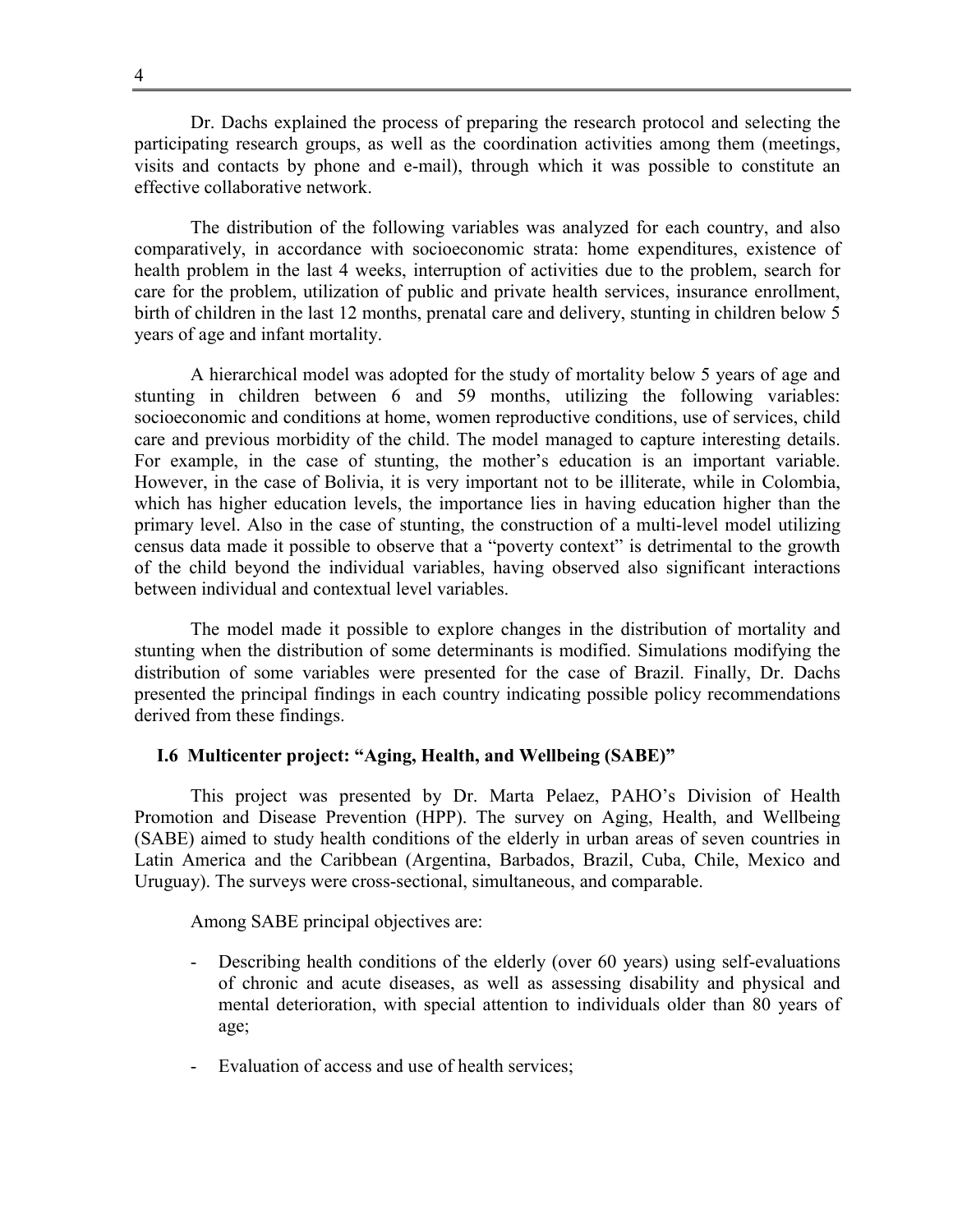Dr. Dachs explained the process of preparing the research protocol and selecting the participating research groups, as well as the coordination activities among them (meetings, visits and contacts by phone and e-mail), through which it was possible to constitute an effective collaborative network.

The distribution of the following variables was analyzed for each country, and also comparatively, in accordance with socioeconomic strata: home expenditures, existence of health problem in the last 4 weeks, interruption of activities due to the problem, search for care for the problem, utilization of public and private health services, insurance enrollment, birth of children in the last 12 months, prenatal care and delivery, stunting in children below 5 years of age and infant mortality.

A hierarchical model was adopted for the study of mortality below 5 years of age and stunting in children between 6 and 59 months, utilizing the following variables: socioeconomic and conditions at home, women reproductive conditions, use of services, child care and previous morbidity of the child. The model managed to capture interesting details. For example, in the case of stunting, the mother's education is an important variable. However, in the case of Bolivia, it is very important not to be illiterate, while in Colombia, which has higher education levels, the importance lies in having education higher than the primary level. Also in the case of stunting, the construction of a multi-level model utilizing census data made it possible to observe that a "poverty context" is detrimental to the growth of the child beyond the individual variables, having observed also significant interactions between individual and contextual level variables.

The model made it possible to explore changes in the distribution of mortality and stunting when the distribution of some determinants is modified. Simulations modifying the distribution of some variables were presented for the case of Brazil. Finally, Dr. Dachs presented the principal findings in each country indicating possible policy recommendations derived from these findings.

### I.6 Multicenter project: "Aging, Health, and Wellbeing (SABE)"

This project was presented by Dr. Marta Pelaez, PAHO's Division of Health Promotion and Disease Prevention (HPP). The survey on Aging, Health, and Wellbeing (SABE) aimed to study health conditions of the elderly in urban areas of seven countries in Latin America and the Caribbean (Argentina, Barbados, Brazil, Cuba, Chile, Mexico and Uruguay). The surveys were cross-sectional, simultaneous, and comparable.

Among SABE principal objectives are:

- Describing health conditions of the elderly (over 60 years) using self-evaluations of chronic and acute diseases, as well as assessing disability and physical and mental deterioration, with special attention to individuals older than 80 years of age;
- Evaluation of access and use of health services;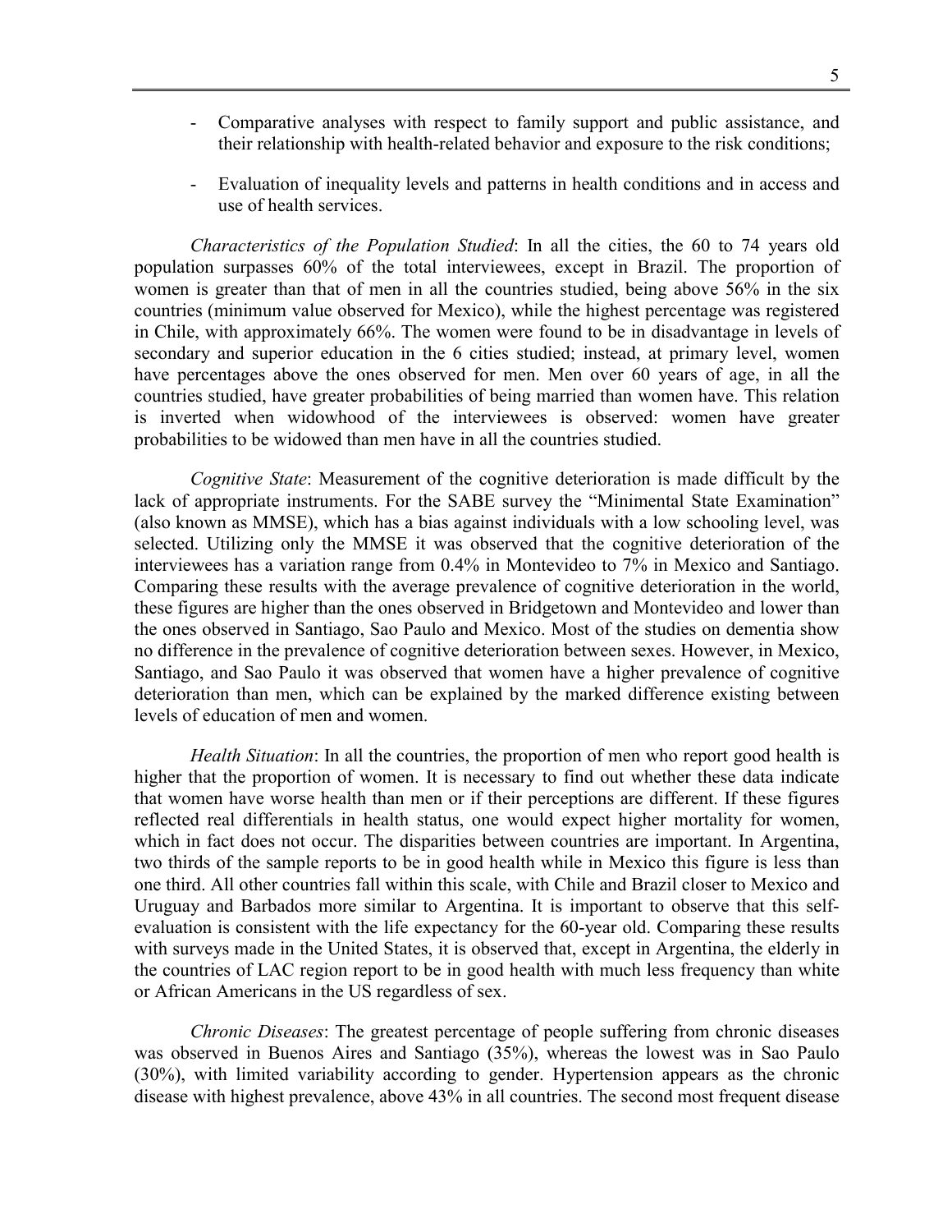- Comparative analyses with respect to family support and public assistance, and their relationship with health-related behavior and exposure to the risk conditions;

- Evaluation of inequality levels and patterns in health conditions and in access and use of health services.

*Characteristics of the Population Studied*: In all the cities, the 60 to 74 years old population surpasses 60% of the total interviewees, except in Brazil. The proportion of women is greater than that of men in all the countries studied, being above 56% in the six countries (minimum value observed for Mexico), while the highest percentage was registered in Chile, with approximately 66%. The women were found to be in disadvantage in levels of secondary and superior education in the 6 cities studied; instead, at primary level, women have percentages above the ones observed for men. Men over 60 years of age, in all the countries studied, have greater probabilities of being married than women have. This relation is inverted when widowhood of the interviewees is observed: women have greater probabilities to be widowed than men have in all the countries studied.

*Cognitive State*: Measurement of the cognitive deterioration is made difficult by the lack of appropriate instruments. For the SABE survey the "Minimental State Examination" (also known as MMSE), which has a bias against individuals with a low schooling level, was selected. Utilizing only the MMSE it was observed that the cognitive deterioration of the interviewees has a variation range from 0.4% in Montevideo to 7% in Mexico and Santiago. Comparing these results with the average prevalence of cognitive deterioration in the world, these figures are higher than the ones observed in Bridgetown and Montevideo and lower than the ones observed in Santiago, Sao Paulo and Mexico. Most of the studies on dementia show no difference in the prevalence of cognitive deterioration between sexes. However, in Mexico, Santiago, and Sao Paulo it was observed that women have a higher prevalence of cognitive deterioration than men, which can be explained by the marked difference existing between levels of education of men and women.

*Health Situation*: In all the countries, the proportion of men who report good health is higher that the proportion of women. It is necessary to find out whether these data indicate that women have worse health than men or if their perceptions are different. If these figures reflected real differentials in health status, one would expect higher mortality for women, which in fact does not occur. The disparities between countries are important. In Argentina, two thirds of the sample reports to be in good health while in Mexico this figure is less than one third. All other countries fall within this scale, with Chile and Brazil closer to Mexico and Uruguay and Barbados more similar to Argentina. It is important to observe that this self-evaluation is consistent with the life expectancy for the 60-year old. Comparing these results with surveys made in the United States, it is observed that, except in Argentina, the elderly in the countries of LAC region report to be in good health with much less frequency than white or African Americans in the US regardless of sex.

*Chronic Diseases*: The greatest percentage of people suffering from chronic diseases was observed in Buenos Aires and Santiago (35%), whereas the lowest was in Sao Paulo (30%), with limited variability according to gender. Hypertension appears as the chronic disease with highest prevalence, above 43% in all countries. The second most frequent disease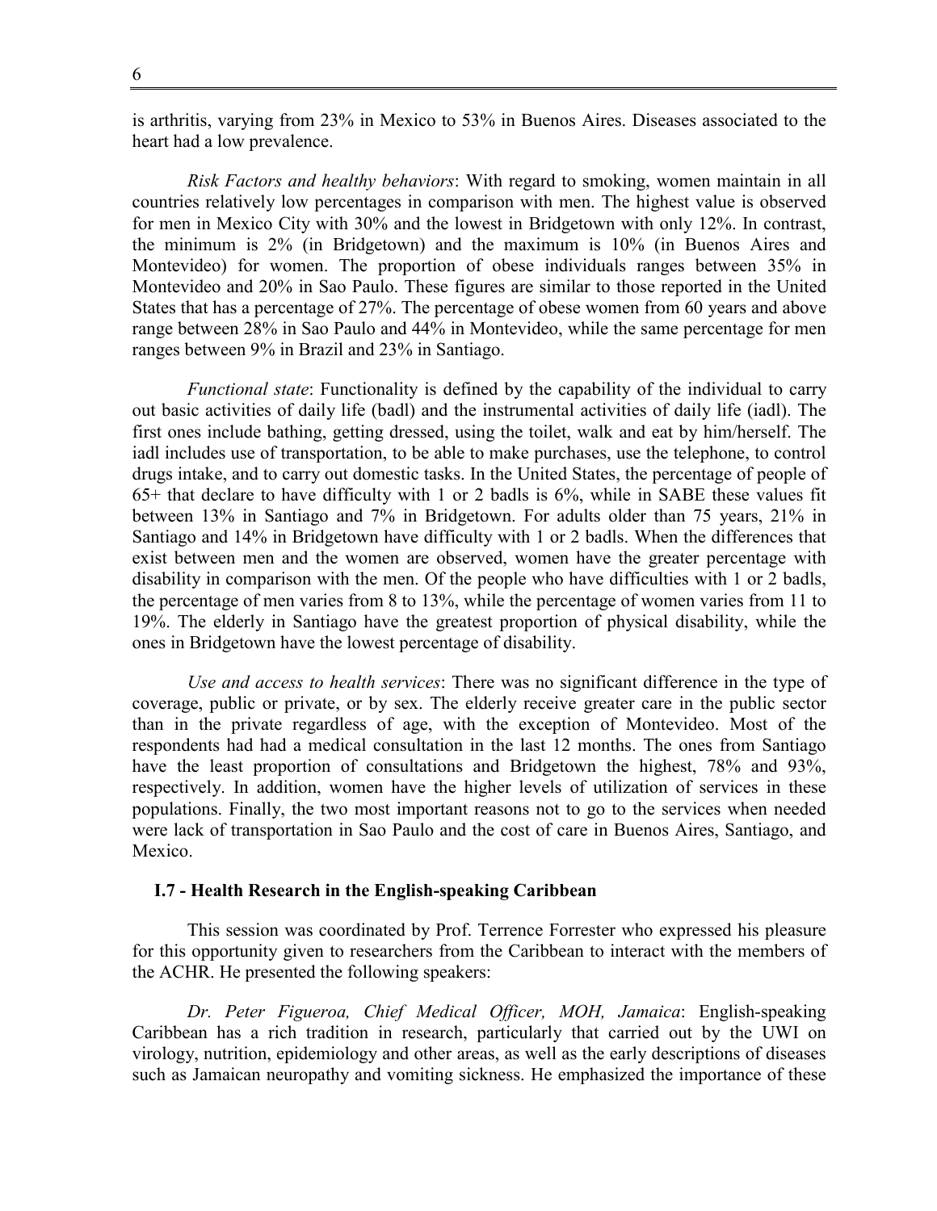is arthritis, varying from 23% in Mexico to 53% in Buenos Aires. Diseases associated to the heart had a low prevalence.

*Risk Factors and healthy behaviors*: With regard to smoking, women maintain in all countries relatively low percentages in comparison with men. The highest value is observed for men in Mexico City with 30% and the lowest in Bridgetown with only 12%. In contrast, the minimum is 2% (in Bridgetown) and the maximum is 10% (in Buenos Aires and Montevideo) for women. The proportion of obese individuals ranges between 35% in Montevideo and 20% in Sao Paulo. These figures are similar to those reported in the United States that has a percentage of 27%. The percentage of obese women from 60 years and above range between 28% in Sao Paulo and 44% in Montevideo, while the same percentage for men ranges between 9% in Brazil and 23% in Santiago.

*Functional state*: Functionality is defined by the capability of the individual to carry out basic activities of daily life (badl) and the instrumental activities of daily life (iadl). The first ones include bathing, getting dressed, using the toilet, walk and eat by him/herself. The iadl includes use of transportation, to be able to make purchases, use the telephone, to control drugs intake, and to carry out domestic tasks. In the United States, the percentage of people of 65+ that declare to have difficulty with 1 or 2 badls is 6%, while in SABE these values fit between 13% in Santiago and 7% in Bridgetown. For adults older than 75 years, 21% in Santiago and 14% in Bridgetown have difficulty with 1 or 2 badls. When the differences that exist between men and the women are observed, women have the greater percentage with disability in comparison with the men. Of the people who have difficulties with 1 or 2 badls, the percentage of men varies from 8 to 13%, while the percentage of women varies from 11 to 19%. The elderly in Santiago have the greatest proportion of physical disability, while the ones in Bridgetown have the lowest percentage of disability.

*Use and access to health services*: There was no significant difference in the type of coverage, public or private, or by sex. The elderly receive greater care in the public sector than in the private regardless of age, with the exception of Montevideo. Most of the respondents had had a medical consultation in the last 12 months. The ones from Santiago have the least proportion of consultations and Bridgetown the highest, 78% and 93%, respectively. In addition, women have the higher levels of utilization of services in these populations. Finally, the two most important reasons not to go to the services when needed were lack of transportation in Sao Paulo and the cost of care in Buenos Aires, Santiago, and Mexico.

### I.7 - Health Research in the English-speaking Caribbean

This session was coordinated by Prof. Terrence Forrester who expressed his pleasure for this opportunity given to researchers from the Caribbean to interact with the members of the ACHR. He presented the following speakers:

*Dr. Peter Figueroa, Chief Medical Officer, MOH, Jamaica*: English-speaking Caribbean has a rich tradition in research, particularly that carried out by the UWI on virology, nutrition, epidemiology and other areas, as well as the early descriptions of diseases such as Jamaican neuropathy and vomiting sickness. He emphasized the importance of these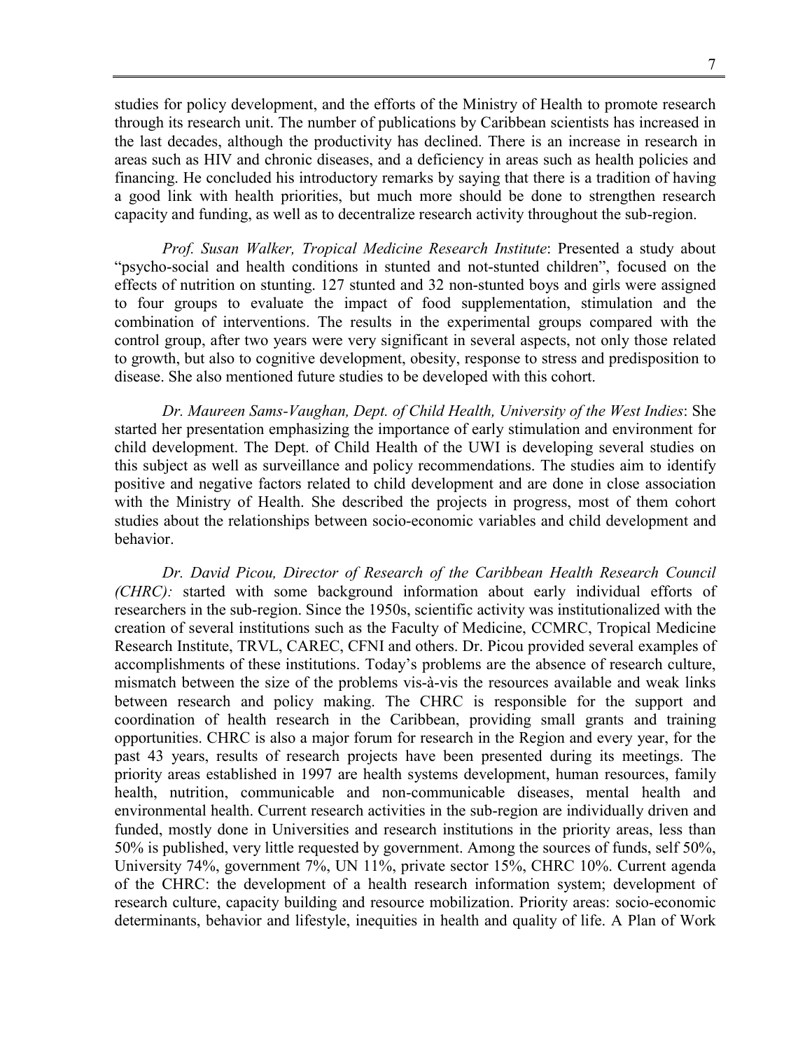studies for policy development, and the efforts of the Ministry of Health to promote research through its research unit. The number of publications by Caribbean scientists has increased in the last decades, although the productivity has declined. There is an increase in research in areas such as HIV and chronic diseases, and a deficiency in areas such as health policies and financing. He concluded his introductory remarks by saying that there is a tradition of having a good link with health priorities, but much more should be done to strengthen research capacity and funding, as well as to decentralize research activity throughout the sub-region.

*Prof. Susan Walker, Tropical Medicine Research Institute*: Presented a study about "psycho-social and health conditions in stunted and not-stunted children", focused on the effects of nutrition on stunting. 127 stunted and 32 non-stunted boys and girls were assigned to four groups to evaluate the impact of food supplementation, stimulation and the combination of interventions. The results in the experimental groups compared with the control group, after two years were very significant in several aspects, not only those related to growth, but also to cognitive development, obesity, response to stress and predisposition to disease. She also mentioned future studies to be developed with this cohort.

*Dr. Maureen Sams-Vaughan, Dept. of Child Health, University of the West Indies*: She started her presentation emphasizing the importance of early stimulation and environment for child development. The Dept. of Child Health of the UWI is developing several studies on this subject as well as surveillance and policy recommendations. The studies aim to identify positive and negative factors related to child development and are done in close association with the Ministry of Health. She described the projects in progress, most of them cohort studies about the relationships between socio-economic variables and child development and behavior.

*Dr. David Picou, Director of Research of the Caribbean Health Research Council (CHRC):* started with some background information about early individual efforts of researchers in the sub-region. Since the 1950s, scientific activity was institutionalized with the creation of several institutions such as the Faculty of Medicine, CCMRC, Tropical Medicine Research Institute, TRVL, CAREC, CFNI and others. Dr. Picou provided several examples of accomplishments of these institutions. Today's problems are the absence of research culture, mismatch between the size of the problems vis-à-vis the resources available and weak links between research and policy making. The CHRC is responsible for the support and coordination of health research in the Caribbean, providing small grants and training opportunities. CHRC is also a major forum for research in the Region and every year, for the past 43 years, results of research projects have been presented during its meetings. The priority areas established in 1997 are health systems development, human resources, family health, nutrition, communicable and non-communicable diseases, mental health and environmental health. Current research activities in the sub-region are individually driven and funded, mostly done in Universities and research institutions in the priority areas, less than 50% is published, very little requested by government. Among the sources of funds, self 50%, University 74%, government 7%, UN 11%, private sector 15%, CHRC 10%. Current agenda of the CHRC: the development of a health research information system; development of research culture, capacity building and resource mobilization. Priority areas: socio-economic determinants, behavior and lifestyle, inequities in health and quality of life. A Plan of Work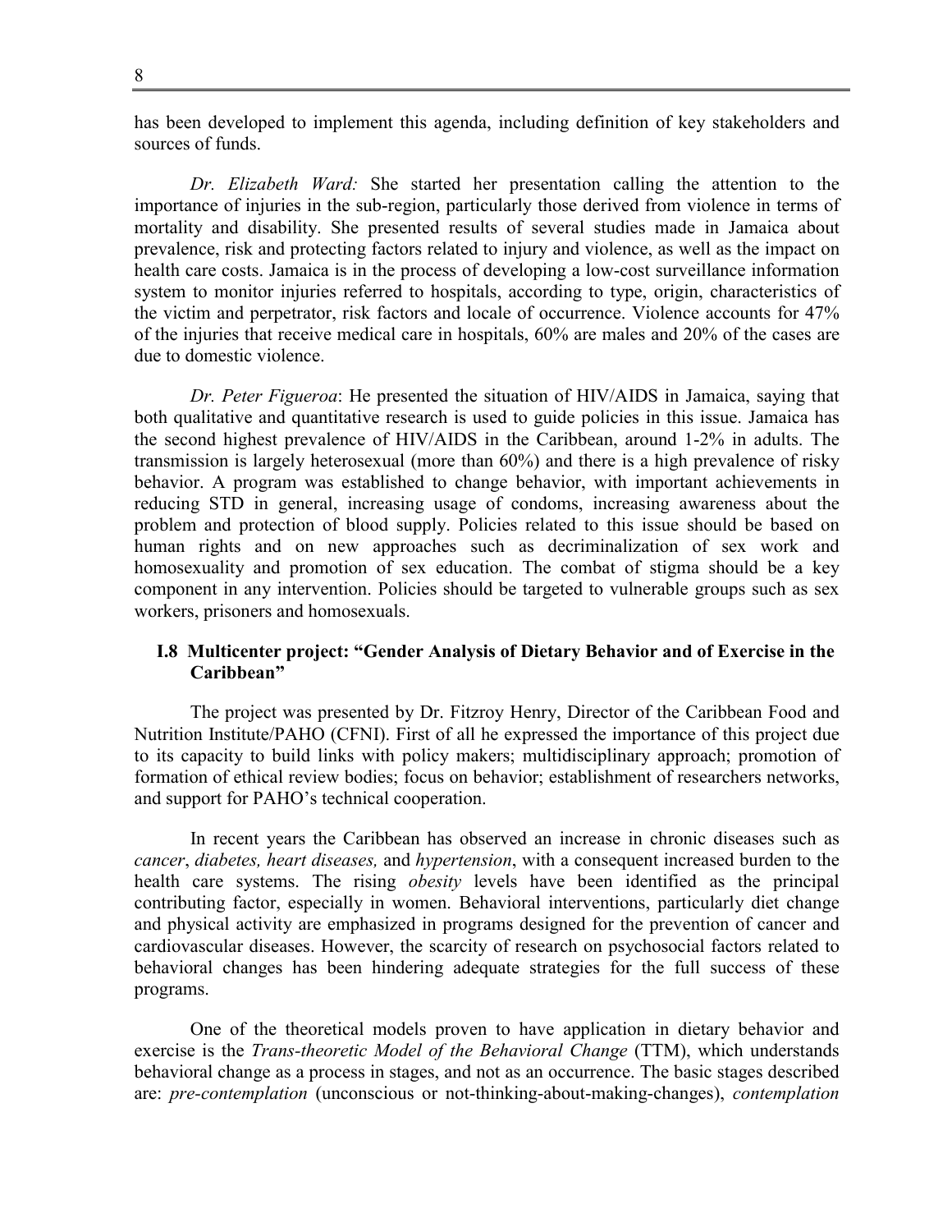has been developed to implement this agenda, including definition of key stakeholders and sources of funds.

*Dr. Elizabeth Ward:* She started her presentation calling the attention to the importance of injuries in the sub-region, particularly those derived from violence in terms of mortality and disability. She presented results of several studies made in Jamaica about prevalence, risk and protecting factors related to injury and violence, as well as the impact on health care costs. Jamaica is in the process of developing a low-cost surveillance information system to monitor injuries referred to hospitals, according to type, origin, characteristics of the victim and perpetrator, risk factors and locale of occurrence. Violence accounts for 47% of the injuries that receive medical care in hospitals, 60% are males and 20% of the cases are due to domestic violence.

*Dr. Peter Figueroa*: He presented the situation of HIV/AIDS in Jamaica, saying that both qualitative and quantitative research is used to guide policies in this issue. Jamaica has the second highest prevalence of HIV/AIDS in the Caribbean, around 1-2% in adults. The transmission is largely heterosexual (more than 60%) and there is a high prevalence of risky behavior. A program was established to change behavior, with important achievements in reducing STD in general, increasing usage of condoms, increasing awareness about the problem and protection of blood supply. Policies related to this issue should be based on human rights and on new approaches such as decriminalization of sex work and homosexuality and promotion of sex education. The combat of stigma should be a key component in any intervention. Policies should be targeted to vulnerable groups such as sex workers, prisoners and homosexuals.

### I.8 Multicenter project: "Gender Analysis of Dietary Behavior and of Exercise in the Caribbean"

The project was presented by Dr. Fitzroy Henry, Director of the Caribbean Food and Nutrition Institute/PAHO (CFNI). First of all he expressed the importance of this project due to its capacity to build links with policy makers; multidisciplinary approach; promotion of formation of ethical review bodies; focus on behavior; establishment of researchers networks, and support for PAHO's technical cooperation.

In recent years the Caribbean has observed an increase in chronic diseases such as *cancer*, *diabetes, heart diseases,* and *hypertension*, with a consequent increased burden to the health care systems. The rising *obesity* levels have been identified as the principal contributing factor, especially in women. Behavioral interventions, particularly diet change and physical activity are emphasized in programs designed for the prevention of cancer and cardiovascular diseases. However, the scarcity of research on psychosocial factors related to behavioral changes has been hindering adequate strategies for the full success of these programs.

One of the theoretical models proven to have application in dietary behavior and exercise is the *Trans-theoretic Model of the Behavioral Change* (TTM), which understands behavioral change as a process in stages, and not as an occurrence. The basic stages described are: *pre-contemplation* (unconscious or not-thinking-about-making-changes), *contemplation*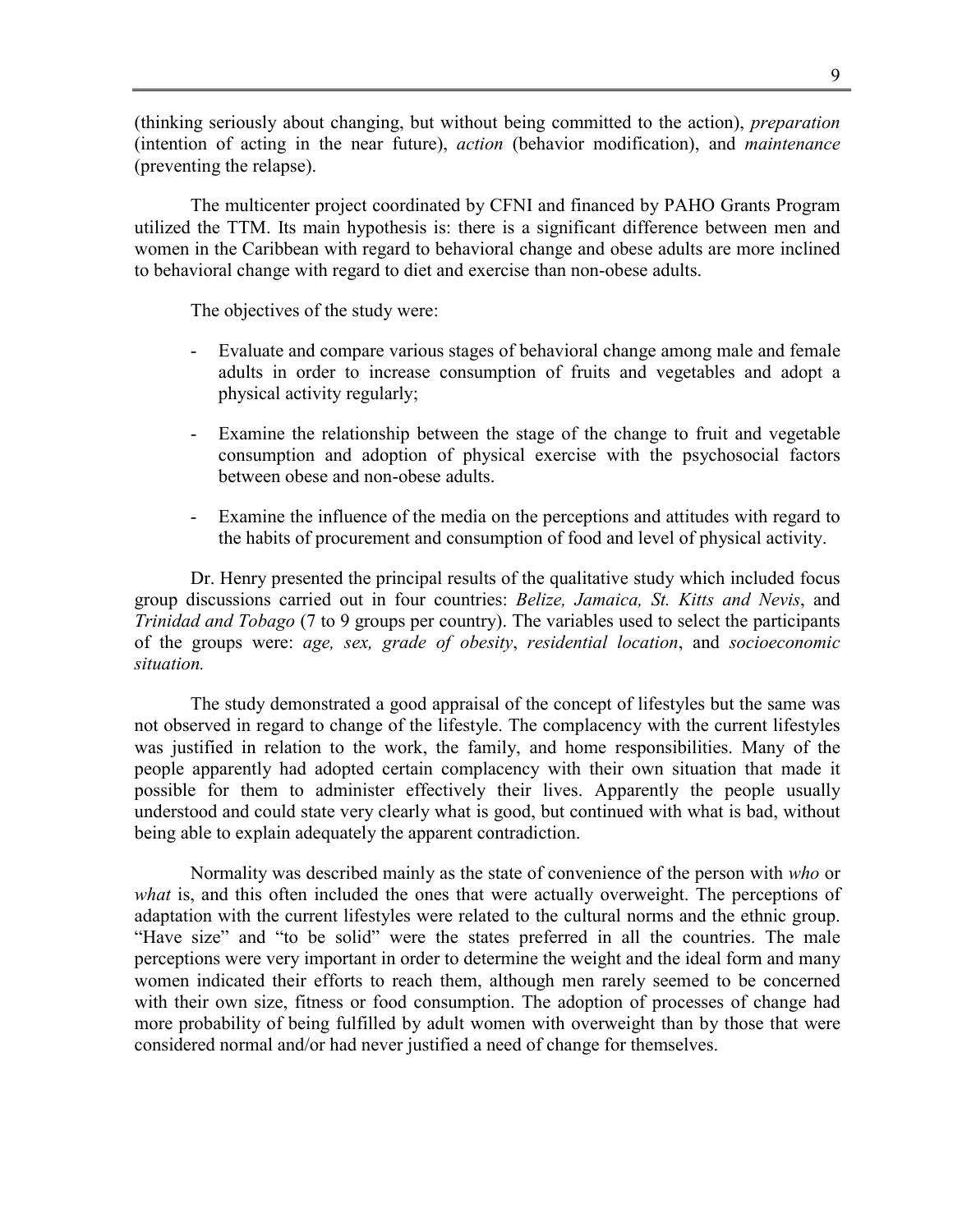(thinking seriously about changing, but without being committed to the action), *preparation* (intention of acting in the near future), *action* (behavior modification), and *maintenance* (preventing the relapse).

The multicenter project coordinated by CFNI and financed by PAHO Grants Program utilized the TTM. Its main hypothesis is: there is a significant difference between men and women in the Caribbean with regard to behavioral change and obese adults are more inclined to behavioral change with regard to diet and exercise than non-obese adults.

The objectives of the study were:

- Evaluate and compare various stages of behavioral change among male and female adults in order to increase consumption of fruits and vegetables and adopt a physical activity regularly;

- Examine the relationship between the stage of the change to fruit and vegetable consumption and adoption of physical exercise with the psychosocial factors between obese and non-obese adults.

- Examine the influence of the media on the perceptions and attitudes with regard to the habits of procurement and consumption of food and level of physical activity.

Dr. Henry presented the principal results of the qualitative study which included focus group discussions carried out in four countries: *Belize, Jamaica, St. Kitts and Nevis*, and *Trinidad and Tobago* (7 to 9 groups per country). The variables used to select the participants of the groups were: *age, sex, grade of obesity*, *residential location*, and *socioeconomic situation.*

The study demonstrated a good appraisal of the concept of lifestyles but the same was not observed in regard to change of the lifestyle. The complacency with the current lifestyles was justified in relation to the work, the family, and home responsibilities. Many of the people apparently had adopted certain complacency with their own situation that made it possible for them to administer effectively their lives. Apparently the people usually understood and could state very clearly what is good, but continued with what is bad, without being able to explain adequately the apparent contradiction.

Normality was described mainly as the state of convenience of the person with *who* or *what* is, and this often included the ones that were actually overweight. The perceptions of adaptation with the current lifestyles were related to the cultural norms and the ethnic group. "Have size" and "to be solid" were the states preferred in all the countries. The male perceptions were very important in order to determine the weight and the ideal form and many women indicated their efforts to reach them, although men rarely seemed to be concerned with their own size, fitness or food consumption. The adoption of processes of change had more probability of being fulfilled by adult women with overweight than by those that were considered normal and/or had never justified a need of change for themselves.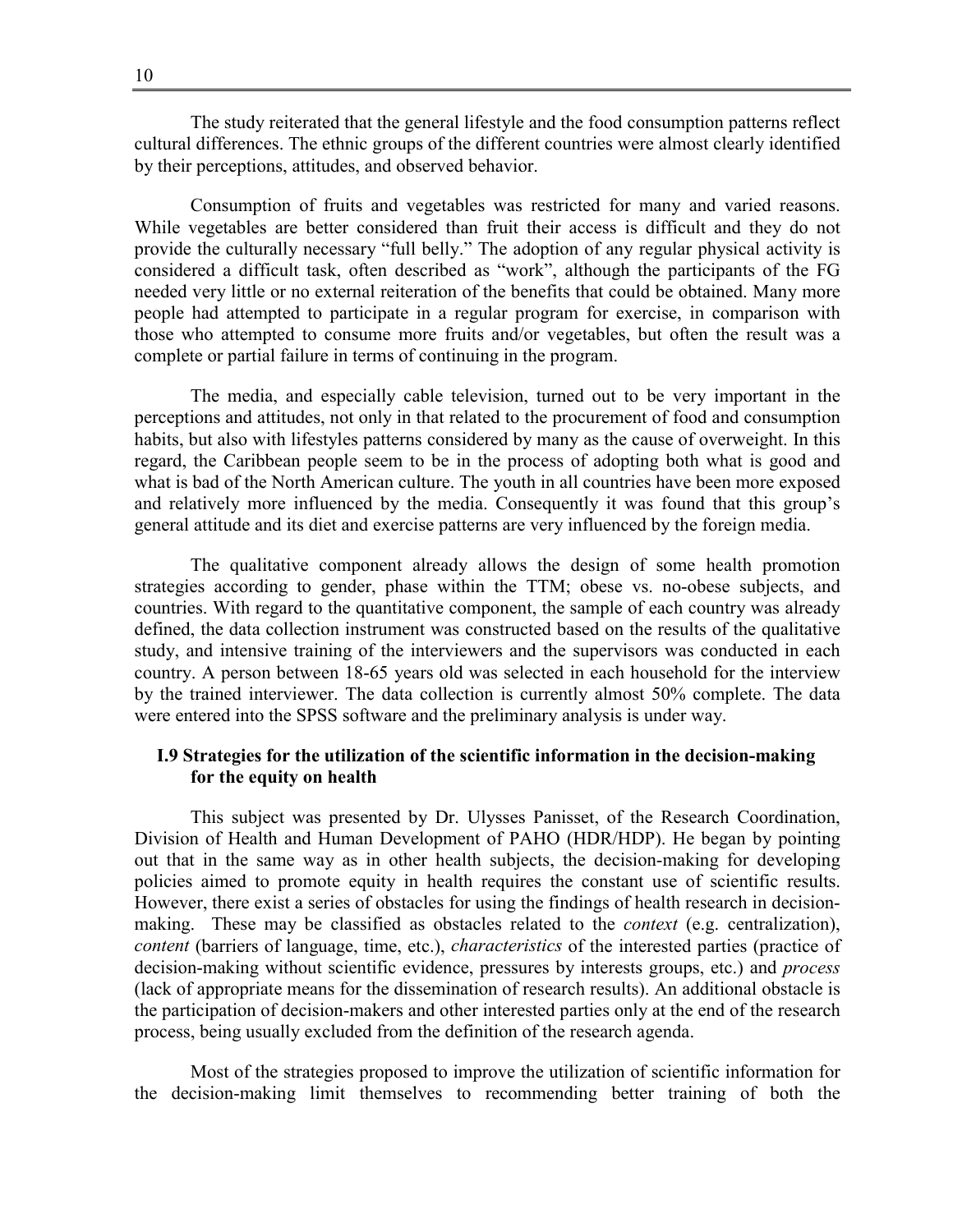The study reiterated that the general lifestyle and the food consumption patterns reflect cultural differences. The ethnic groups of the different countries were almost clearly identified by their perceptions, attitudes, and observed behavior.

Consumption of fruits and vegetables was restricted for many and varied reasons. While vegetables are better considered than fruit their access is difficult and they do not provide the culturally necessary "full belly." The adoption of any regular physical activity is considered a difficult task, often described as "work", although the participants of the FG needed very little or no external reiteration of the benefits that could be obtained. Many more people had attempted to participate in a regular program for exercise, in comparison with those who attempted to consume more fruits and/or vegetables, but often the result was a complete or partial failure in terms of continuing in the program.

The media, and especially cable television, turned out to be very important in the perceptions and attitudes, not only in that related to the procurement of food and consumption habits, but also with lifestyles patterns considered by many as the cause of overweight. In this regard, the Caribbean people seem to be in the process of adopting both what is good and what is bad of the North American culture. The youth in all countries have been more exposed and relatively more influenced by the media. Consequently it was found that this group's general attitude and its diet and exercise patterns are very influenced by the foreign media.

The qualitative component already allows the design of some health promotion strategies according to gender, phase within the TTM; obese vs. no-obese subjects, and countries. With regard to the quantitative component, the sample of each country was already defined, the data collection instrument was constructed based on the results of the qualitative study, and intensive training of the interviewers and the supervisors was conducted in each country. A person between 18-65 years old was selected in each household for the interview by the trained interviewer. The data collection is currently almost 50% complete. The data were entered into the SPSS software and the preliminary analysis is under way.

### I.9 Strategies for the utilization of the scientific information in the decision-making for the equity on health

This subject was presented by Dr. Ulysses Panisset, of the Research Coordination, Division of Health and Human Development of PAHO (HDR/HDP). He began by pointing out that in the same way as in other health subjects, the decision-making for developing policies aimed to promote equity in health requires the constant use of scientific results. However, there exist a series of obstacles for using the findings of health research in decision-making. These may be classified as obstacles related to the *context* (e.g. centralization), *content* (barriers of language, time, etc.), *characteristics* of the interested parties (practice of decision-making without scientific evidence, pressures by interests groups, etc.) and *process* (lack of appropriate means for the dissemination of research results). An additional obstacle is the participation of decision-makers and other interested parties only at the end of the research process, being usually excluded from the definition of the research agenda.

Most of the strategies proposed to improve the utilization of scientific information for the decision-making limit themselves to recommending better training of both the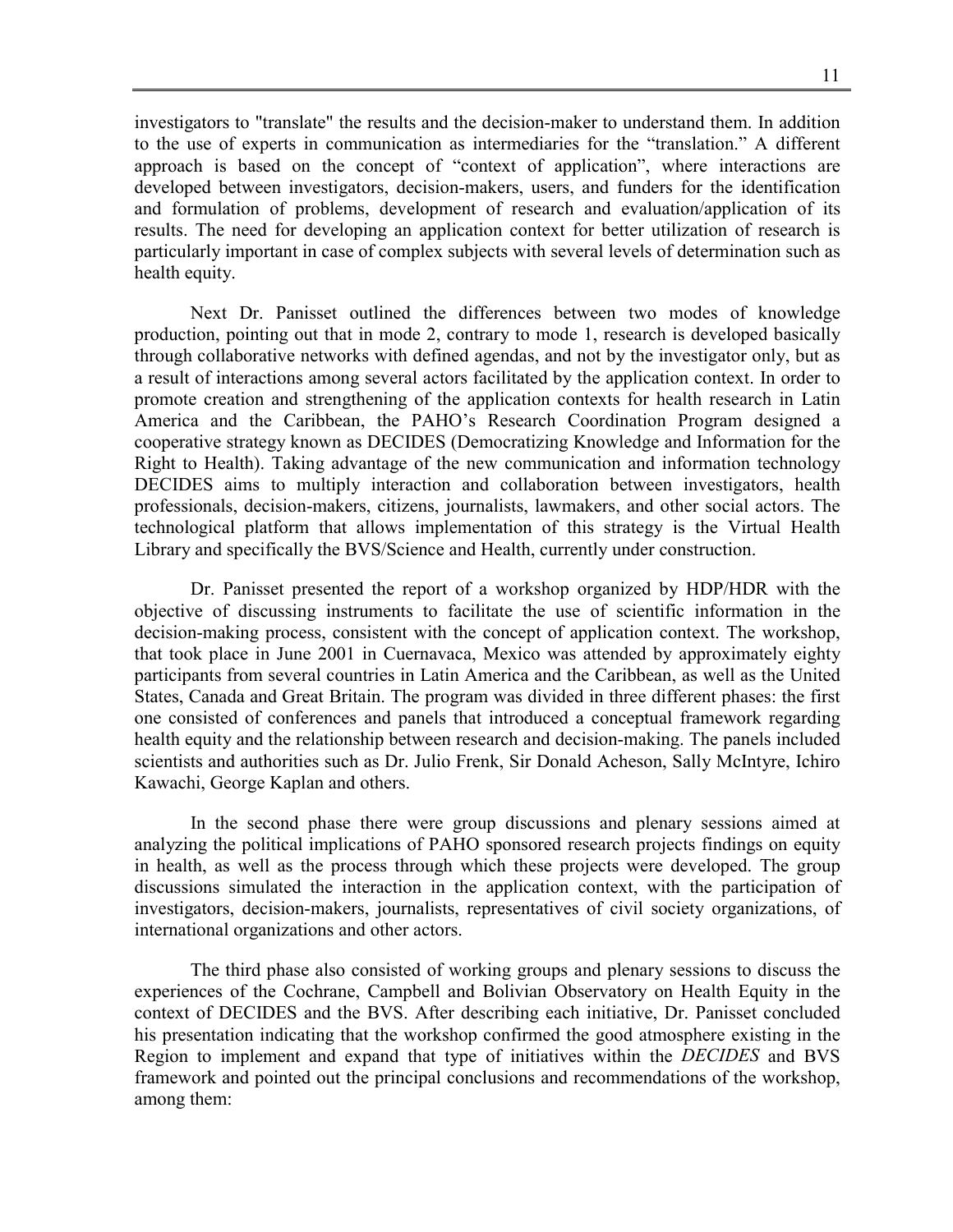investigators to "translate" the results and the decision-maker to understand them. In addition to the use of experts in communication as intermediaries for the "translation." A different approach is based on the concept of "context of application", where interactions are developed between investigators, decision-makers, users, and funders for the identification and formulation of problems, development of research and evaluation/application of its results. The need for developing an application context for better utilization of research is particularly important in case of complex subjects with several levels of determination such as health equity.

Next Dr. Panisset outlined the differences between two modes of knowledge production, pointing out that in mode 2, contrary to mode 1, research is developed basically through collaborative networks with defined agendas, and not by the investigator only, but as a result of interactions among several actors facilitated by the application context. In order to promote creation and strengthening of the application contexts for health research in Latin America and the Caribbean, the PAHO's Research Coordination Program designed a cooperative strategy known as DECIDES (Democratizing Knowledge and Information for the Right to Health). Taking advantage of the new communication and information technology DECIDES aims to multiply interaction and collaboration between investigators, health professionals, decision-makers, citizens, journalists, lawmakers, and other social actors. The technological platform that allows implementation of this strategy is the Virtual Health Library and specifically the BVS/Science and Health, currently under construction.

Dr. Panisset presented the report of a workshop organized by HDP/HDR with the objective of discussing instruments to facilitate the use of scientific information in the decision-making process, consistent with the concept of application context. The workshop, that took place in June 2001 in Cuernavaca, Mexico was attended by approximately eighty participants from several countries in Latin America and the Caribbean, as well as the United States, Canada and Great Britain. The program was divided in three different phases: the first one consisted of conferences and panels that introduced a conceptual framework regarding health equity and the relationship between research and decision-making. The panels included scientists and authorities such as Dr. Julio Frenk, Sir Donald Acheson, Sally McIntyre, Ichiro Kawachi, George Kaplan and others.

In the second phase there were group discussions and plenary sessions aimed at analyzing the political implications of PAHO sponsored research projects findings on equity in health, as well as the process through which these projects were developed. The group discussions simulated the interaction in the application context, with the participation of investigators, decision-makers, journalists, representatives of civil society organizations, of international organizations and other actors.

The third phase also consisted of working groups and plenary sessions to discuss the experiences of the Cochrane, Campbell and Bolivian Observatory on Health Equity in the context of DECIDES and the BVS. After describing each initiative, Dr. Panisset concluded his presentation indicating that the workshop confirmed the good atmosphere existing in the Region to implement and expand that type of initiatives within the *DECIDES* and BVS framework and pointed out the principal conclusions and recommendations of the workshop, among them: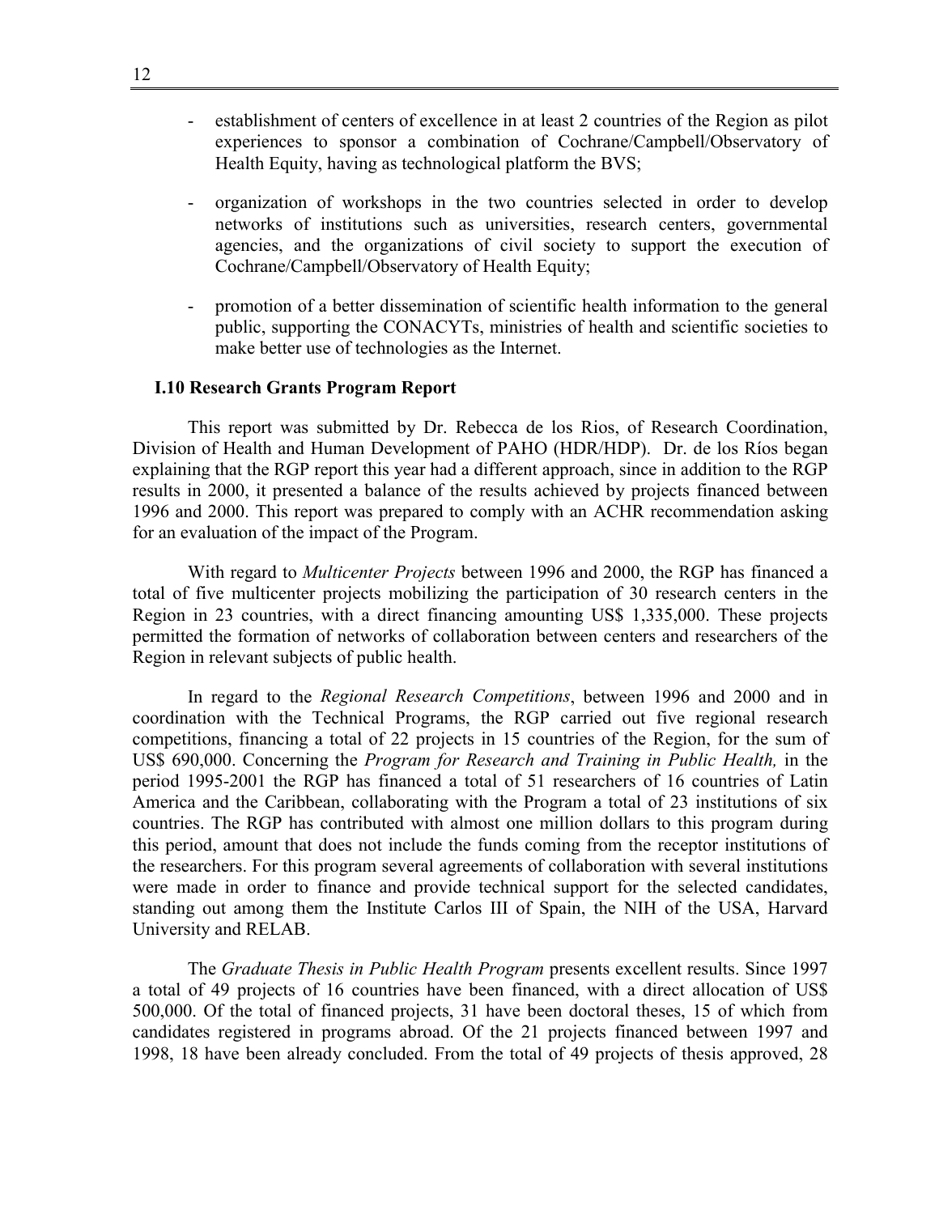- establishment of centers of excellence in at least 2 countries of the Region as pilot experiences to sponsor a combination of Cochrane/Campbell/Observatory of Health Equity, having as technological platform the BVS;

- organization of workshops in the two countries selected in order to develop networks of institutions such as universities, research centers, governmental agencies, and the organizations of civil society to support the execution of Cochrane/Campbell/Observatory of Health Equity;

- promotion of a better dissemination of scientific health information to the general public, supporting the CONACYTs, ministries of health and scientific societies to make better use of technologies as the Internet.

### I.10 Research Grants Program Report

This report was submitted by Dr. Rebecca de los Rios, of Research Coordination, Division of Health and Human Development of PAHO (HDR/HDP). Dr. de los Ríos began explaining that the RGP report this year had a different approach, since in addition to the RGP results in 2000, it presented a balance of the results achieved by projects financed between 1996 and 2000. This report was prepared to comply with an ACHR recommendation asking for an evaluation of the impact of the Program.

With regard to *Multicenter Projects* between 1996 and 2000, the RGP has financed a total of five multicenter projects mobilizing the participation of 30 research centers in the Region in 23 countries, with a direct financing amounting US$ 1,335,000. These projects permitted the formation of networks of collaboration between centers and researchers of the Region in relevant subjects of public health.

In regard to the *Regional Research Competitions*, between 1996 and 2000 and in coordination with the Technical Programs, the RGP carried out five regional research competitions, financing a total of 22 projects in 15 countries of the Region, for the sum of US$ 690,000. Concerning the *Program for Research and Training in Public Health,* in the period 1995-2001 the RGP has financed a total of 51 researchers of 16 countries of Latin America and the Caribbean, collaborating with the Program a total of 23 institutions of six countries. The RGP has contributed with almost one million dollars to this program during this period, amount that does not include the funds coming from the receptor institutions of the researchers. For this program several agreements of collaboration with several institutions were made in order to finance and provide technical support for the selected candidates, standing out among them the Institute Carlos III of Spain, the NIH of the USA, Harvard University and RELAB.

The *Graduate Thesis in Public Health Program* presents excellent results. Since 1997 a total of 49 projects of 16 countries have been financed, with a direct allocation of US$ 500,000. Of the total of financed projects, 31 have been doctoral theses, 15 of which from candidates registered in programs abroad. Of the 21 projects financed between 1997 and 1998, 18 have been already concluded. From the total of 49 projects of thesis approved, 28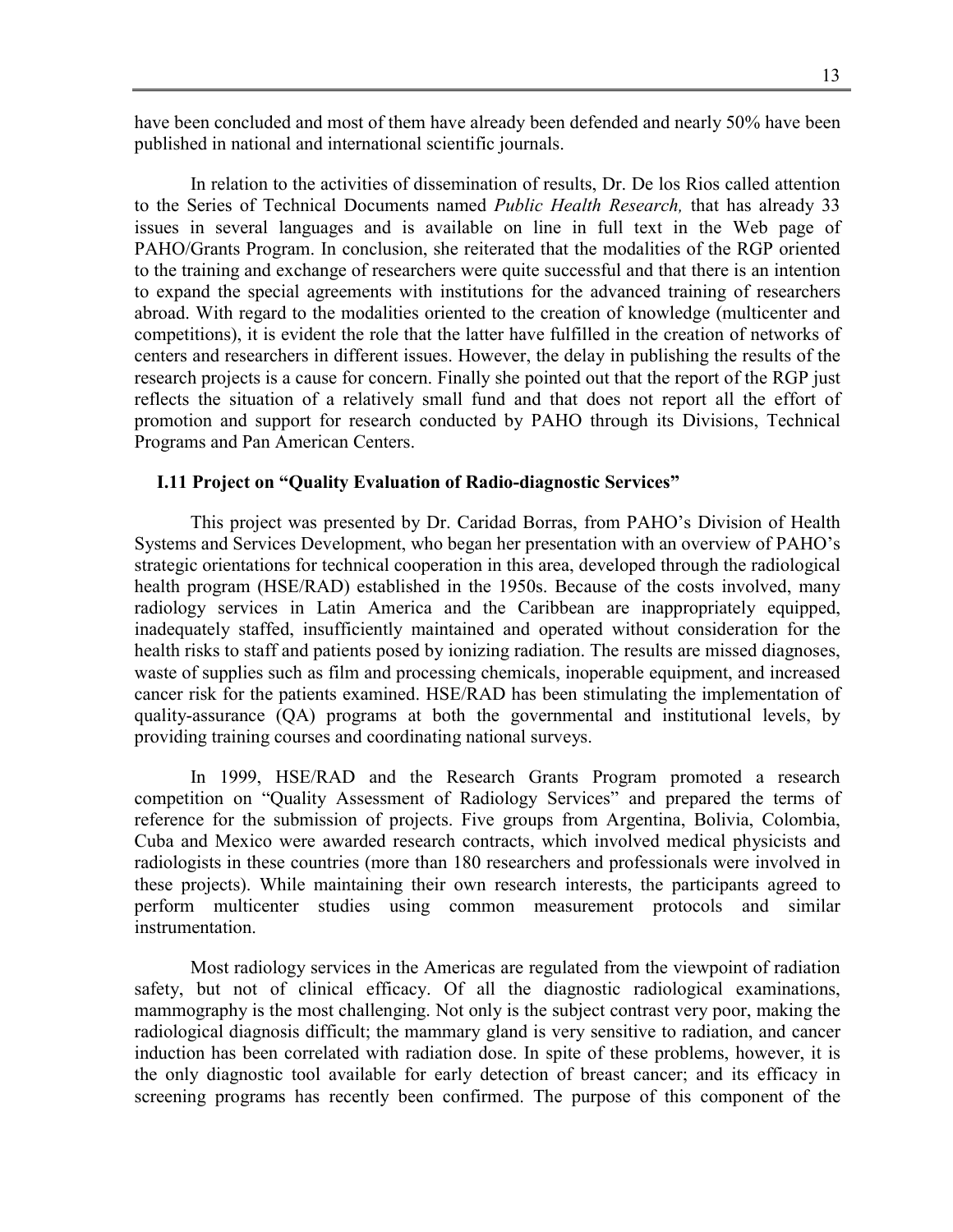have been concluded and most of them have already been defended and nearly 50% have been published in national and international scientific journals.

In relation to the activities of dissemination of results, Dr. De los Rios called attention to the Series of Technical Documents named *Public Health Research,* that has already 33 issues in several languages and is available on line in full text in the Web page of PAHO/Grants Program. In conclusion, she reiterated that the modalities of the RGP oriented to the training and exchange of researchers were quite successful and that there is an intention to expand the special agreements with institutions for the advanced training of researchers abroad. With regard to the modalities oriented to the creation of knowledge (multicenter and competitions), it is evident the role that the latter have fulfilled in the creation of networks of centers and researchers in different issues. However, the delay in publishing the results of the research projects is a cause for concern. Finally she pointed out that the report of the RGP just reflects the situation of a relatively small fund and that does not report all the effort of promotion and support for research conducted by PAHO through its Divisions, Technical Programs and Pan American Centers.

### I.11 Project on "Quality Evaluation of Radio-diagnostic Services"

This project was presented by Dr. Caridad Borras, from PAHO's Division of Health Systems and Services Development, who began her presentation with an overview of PAHO's strategic orientations for technical cooperation in this area, developed through the radiological health program (HSE/RAD) established in the 1950s. Because of the costs involved, many radiology services in Latin America and the Caribbean are inappropriately equipped, inadequately staffed, insufficiently maintained and operated without consideration for the health risks to staff and patients posed by ionizing radiation. The results are missed diagnoses, waste of supplies such as film and processing chemicals, inoperable equipment, and increased cancer risk for the patients examined. HSE/RAD has been stimulating the implementation of quality-assurance (QA) programs at both the governmental and institutional levels, by providing training courses and coordinating national surveys.

In 1999, HSE/RAD and the Research Grants Program promoted a research competition on "Quality Assessment of Radiology Services" and prepared the terms of reference for the submission of projects. Five groups from Argentina, Bolivia, Colombia, Cuba and Mexico were awarded research contracts, which involved medical physicists and radiologists in these countries (more than 180 researchers and professionals were involved in these projects). While maintaining their own research interests, the participants agreed to perform multicenter studies using common measurement protocols and similar instrumentation.

Most radiology services in the Americas are regulated from the viewpoint of radiation safety, but not of clinical efficacy. Of all the diagnostic radiological examinations, mammography is the most challenging. Not only is the subject contrast very poor, making the radiological diagnosis difficult; the mammary gland is very sensitive to radiation, and cancer induction has been correlated with radiation dose. In spite of these problems, however, it is the only diagnostic tool available for early detection of breast cancer; and its efficacy in screening programs has recently been confirmed. The purpose of this component of the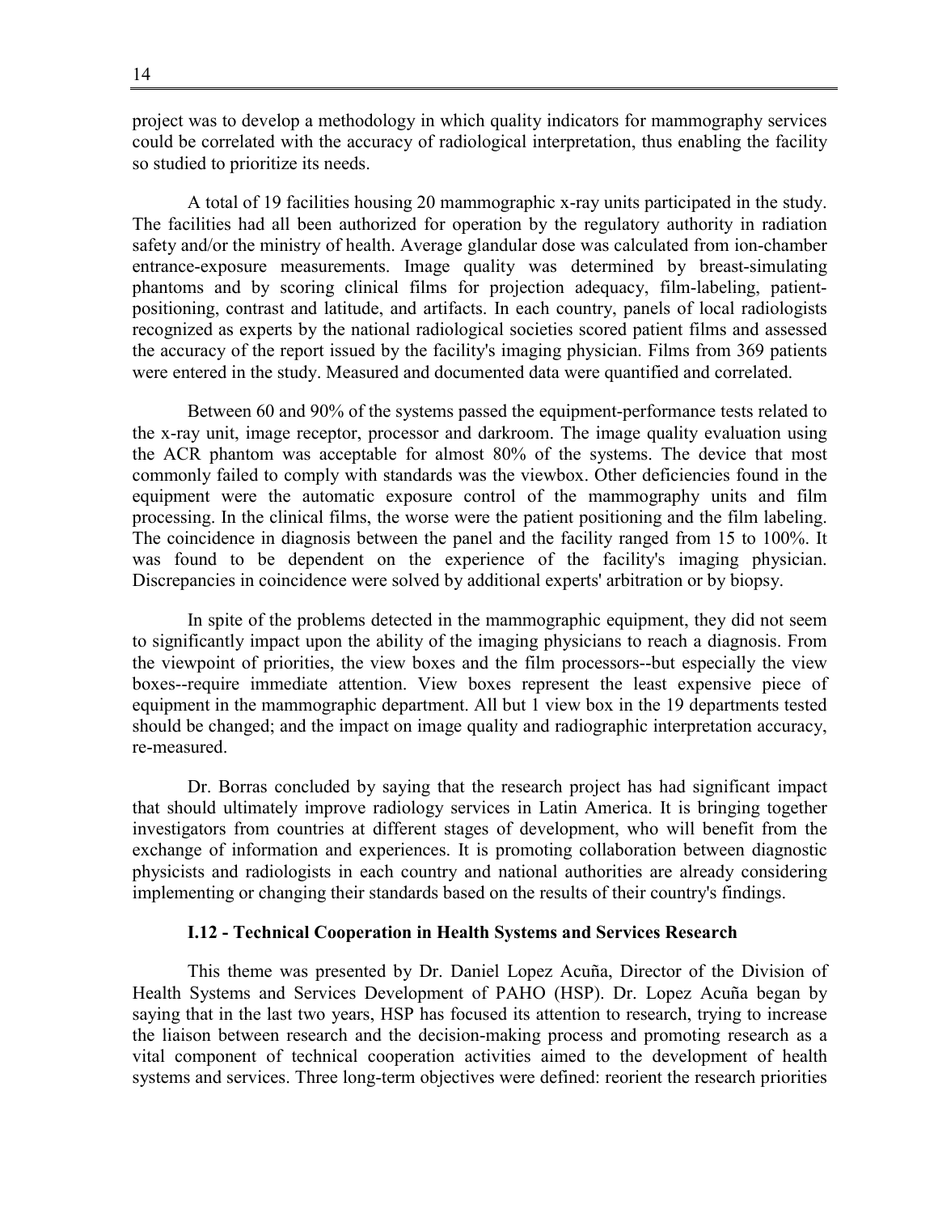project was to develop a methodology in which quality indicators for mammography services could be correlated with the accuracy of radiological interpretation, thus enabling the facility so studied to prioritize its needs.

A total of 19 facilities housing 20 mammographic x-ray units participated in the study. The facilities had all been authorized for operation by the regulatory authority in radiation safety and/or the ministry of health. Average glandular dose was calculated from ion-chamber entrance-exposure measurements. Image quality was determined by breast-simulating phantoms and by scoring clinical films for projection adequacy, film-labeling, patient-positioning, contrast and latitude, and artifacts. In each country, panels of local radiologists recognized as experts by the national radiological societies scored patient films and assessed the accuracy of the report issued by the facility's imaging physician. Films from 369 patients were entered in the study. Measured and documented data were quantified and correlated.

Between 60 and 90% of the systems passed the equipment-performance tests related to the x-ray unit, image receptor, processor and darkroom. The image quality evaluation using the ACR phantom was acceptable for almost 80% of the systems. The device that most commonly failed to comply with standards was the viewbox. Other deficiencies found in the equipment were the automatic exposure control of the mammography units and film processing. In the clinical films, the worse were the patient positioning and the film labeling. The coincidence in diagnosis between the panel and the facility ranged from 15 to 100%. It was found to be dependent on the experience of the facility's imaging physician. Discrepancies in coincidence were solved by additional experts' arbitration or by biopsy.

In spite of the problems detected in the mammographic equipment, they did not seem to significantly impact upon the ability of the imaging physicians to reach a diagnosis. From the viewpoint of priorities, the view boxes and the film processors--but especially the view boxes--require immediate attention. View boxes represent the least expensive piece of equipment in the mammographic department. All but 1 view box in the 19 departments tested should be changed; and the impact on image quality and radiographic interpretation accuracy, re-measured.

Dr. Borras concluded by saying that the research project has had significant impact that should ultimately improve radiology services in Latin America. It is bringing together investigators from countries at different stages of development, who will benefit from the exchange of information and experiences. It is promoting collaboration between diagnostic physicists and radiologists in each country and national authorities are already considering implementing or changing their standards based on the results of their country's findings.

### I.12 - Technical Cooperation in Health Systems and Services Research

This theme was presented by Dr. Daniel Lopez Acuña, Director of the Division of Health Systems and Services Development of PAHO (HSP). Dr. Lopez Acuña began by saying that in the last two years, HSP has focused its attention to research, trying to increase the liaison between research and the decision-making process and promoting research as a vital component of technical cooperation activities aimed to the development of health systems and services. Three long-term objectives were defined: reorient the research priorities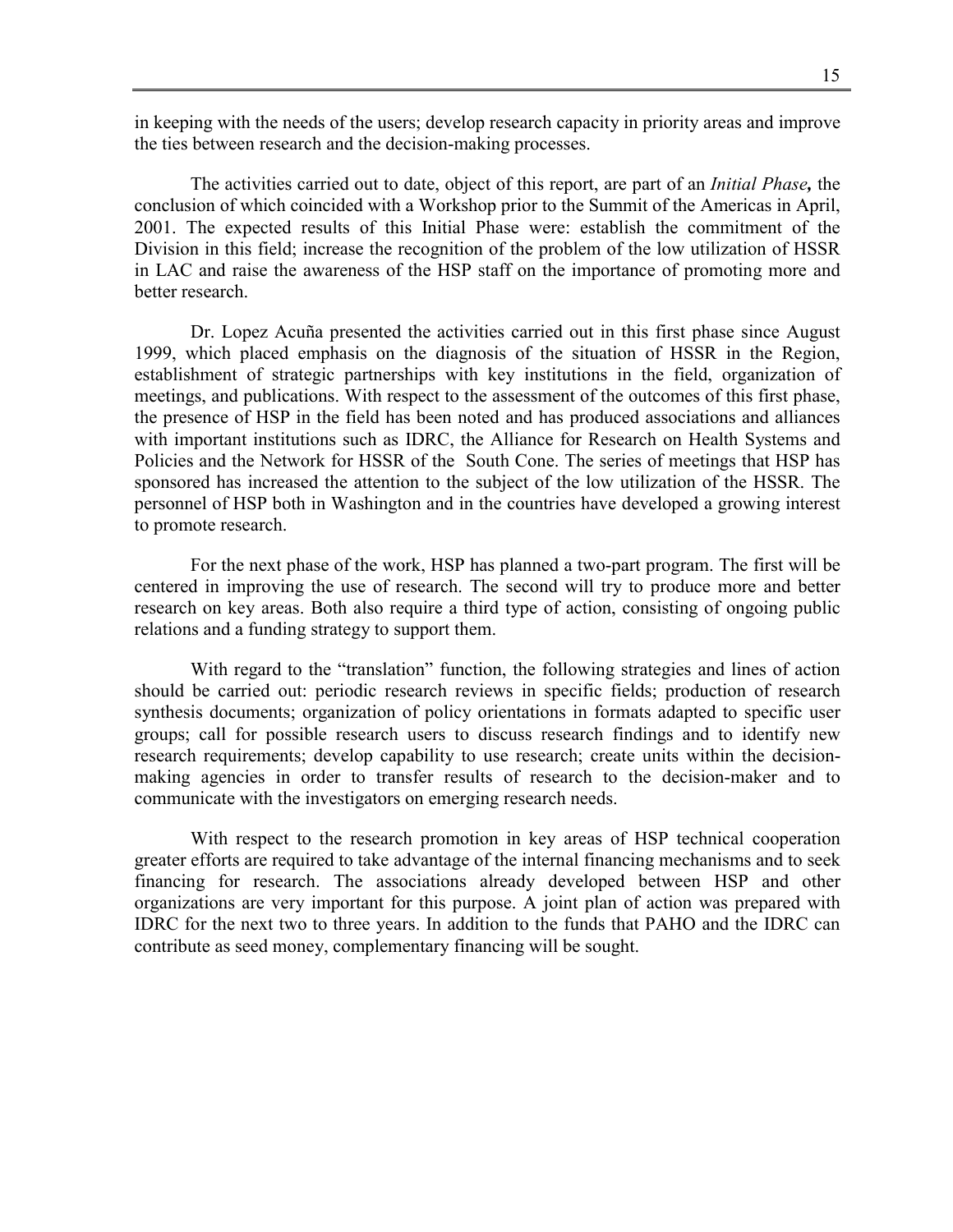in keeping with the needs of the users; develop research capacity in priority areas and improve the ties between research and the decision-making processes.

The activities carried out to date, object of this report, are part of an *Initial Phase***,** the conclusion of which coincided with a Workshop prior to the Summit of the Americas in April, 2001. The expected results of this Initial Phase were: establish the commitment of the Division in this field; increase the recognition of the problem of the low utilization of HSSR in LAC and raise the awareness of the HSP staff on the importance of promoting more and better research.

Dr. Lopez Acuña presented the activities carried out in this first phase since August 1999, which placed emphasis on the diagnosis of the situation of HSSR in the Region, establishment of strategic partnerships with key institutions in the field, organization of meetings, and publications. With respect to the assessment of the outcomes of this first phase, the presence of HSP in the field has been noted and has produced associations and alliances with important institutions such as IDRC, the Alliance for Research on Health Systems and Policies and the Network for HSSR of the South Cone. The series of meetings that HSP has sponsored has increased the attention to the subject of the low utilization of the HSSR. The personnel of HSP both in Washington and in the countries have developed a growing interest to promote research.

For the next phase of the work, HSP has planned a two-part program. The first will be centered in improving the use of research. The second will try to produce more and better research on key areas. Both also require a third type of action, consisting of ongoing public relations and a funding strategy to support them.

With regard to the "translation" function, the following strategies and lines of action should be carried out: periodic research reviews in specific fields; production of research synthesis documents; organization of policy orientations in formats adapted to specific user groups; call for possible research users to discuss research findings and to identify new research requirements; develop capability to use research; create units within the decision-making agencies in order to transfer results of research to the decision-maker and to communicate with the investigators on emerging research needs.

With respect to the research promotion in key areas of HSP technical cooperation greater efforts are required to take advantage of the internal financing mechanisms and to seek financing for research. The associations already developed between HSP and other organizations are very important for this purpose. A joint plan of action was prepared with IDRC for the next two to three years. In addition to the funds that PAHO and the IDRC can contribute as seed money, complementary financing will be sought.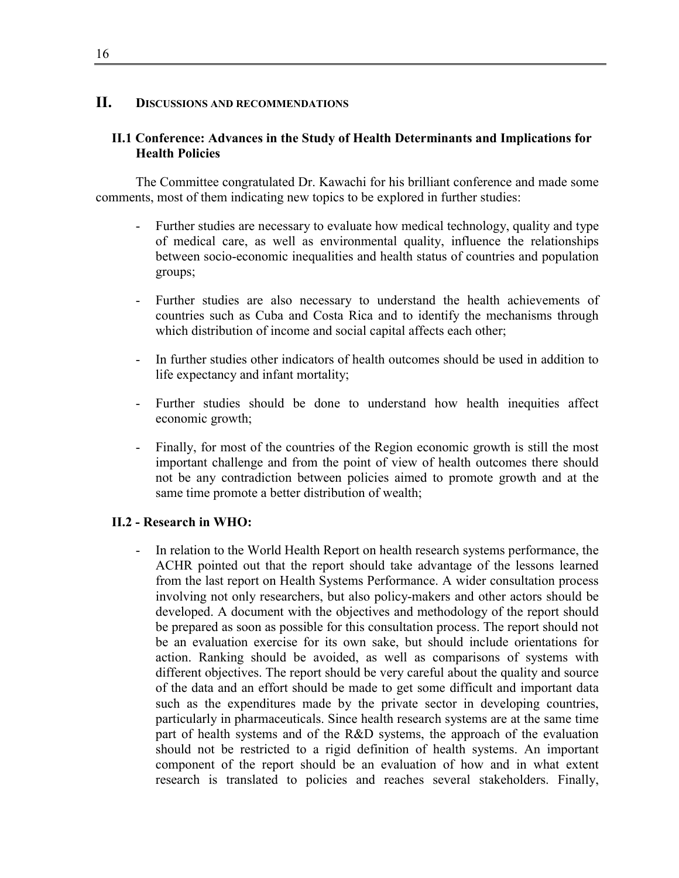## II. DISCUSSIONS AND RECOMMENDATIONS

### II.1 Conference: Advances in the Study of Health Determinants and Implications for Health Policies

The Committee congratulated Dr. Kawachi for his brilliant conference and made some comments, most of them indicating new topics to be explored in further studies:

- Further studies are necessary to evaluate how medical technology, quality and type of medical care, as well as environmental quality, influence the relationships between socio-economic inequalities and health status of countries and population groups;

- Further studies are also necessary to understand the health achievements of countries such as Cuba and Costa Rica and to identify the mechanisms through which distribution of income and social capital affects each other;

- In further studies other indicators of health outcomes should be used in addition to life expectancy and infant mortality;

- Further studies should be done to understand how health inequities affect economic growth;

- Finally, for most of the countries of the Region economic growth is still the most important challenge and from the point of view of health outcomes there should not be any contradiction between policies aimed to promote growth and at the same time promote a better distribution of wealth;

### II.2 - Research in WHO:

- In relation to the World Health Report on health research systems performance, the ACHR pointed out that the report should take advantage of the lessons learned from the last report on Health Systems Performance. A wider consultation process involving not only researchers, but also policy-makers and other actors should be developed. A document with the objectives and methodology of the report should be prepared as soon as possible for this consultation process. The report should not be an evaluation exercise for its own sake, but should include orientations for action. Ranking should be avoided, as well as comparisons of systems with different objectives. The report should be very careful about the quality and source of the data and an effort should be made to get some difficult and important data such as the expenditures made by the private sector in developing countries, particularly in pharmaceuticals. Since health research systems are at the same time part of health systems and of the R&D systems, the approach of the evaluation should not be restricted to a rigid definition of health systems. An important component of the report should be an evaluation of how and in what extent research is translated to policies and reaches several stakeholders. Finally,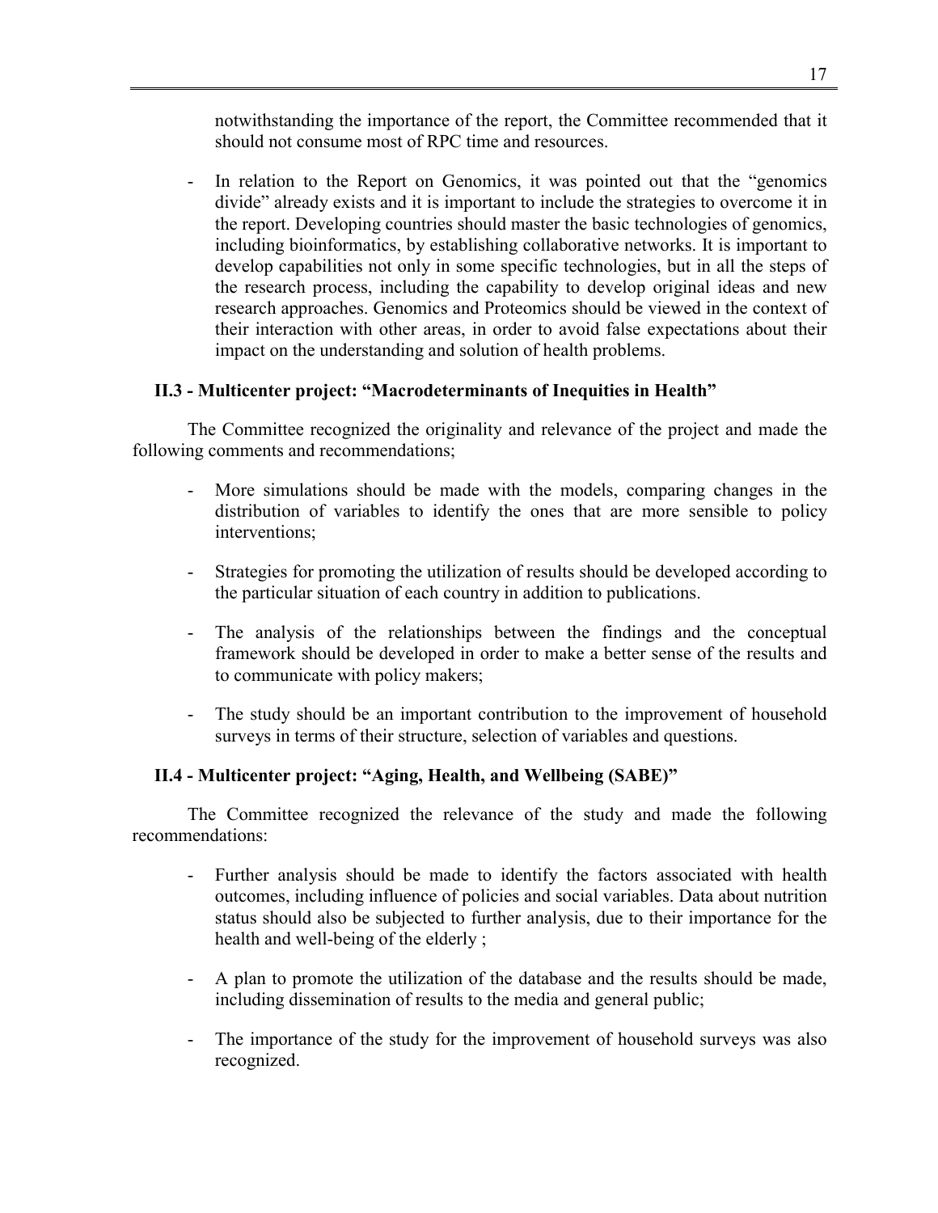notwithstanding the importance of the report, the Committee recommended that it should not consume most of RPC time and resources.

- In relation to the Report on Genomics, it was pointed out that the "genomics divide" already exists and it is important to include the strategies to overcome it in the report. Developing countries should master the basic technologies of genomics, including bioinformatics, by establishing collaborative networks. It is important to develop capabilities not only in some specific technologies, but in all the steps of the research process, including the capability to develop original ideas and new research approaches. Genomics and Proteomics should be viewed in the context of their interaction with other areas, in order to avoid false expectations about their impact on the understanding and solution of health problems.

### II.3 - Multicenter project: "Macrodeterminants of Inequities in Health"

The Committee recognized the originality and relevance of the project and made the following comments and recommendations;

- More simulations should be made with the models, comparing changes in the distribution of variables to identify the ones that are more sensible to policy interventions;
- Strategies for promoting the utilization of results should be developed according to the particular situation of each country in addition to publications.
- The analysis of the relationships between the findings and the conceptual framework should be developed in order to make a better sense of the results and to communicate with policy makers;
- The study should be an important contribution to the improvement of household surveys in terms of their structure, selection of variables and questions.

### II.4 - Multicenter project: "Aging, Health, and Wellbeing (SABE)"

The Committee recognized the relevance of the study and made the following recommendations:

- Further analysis should be made to identify the factors associated with health outcomes, including influence of policies and social variables. Data about nutrition status should also be subjected to further analysis, due to their importance for the health and well-being of the elderly ;
- A plan to promote the utilization of the database and the results should be made, including dissemination of results to the media and general public;
- The importance of the study for the improvement of household surveys was also recognized.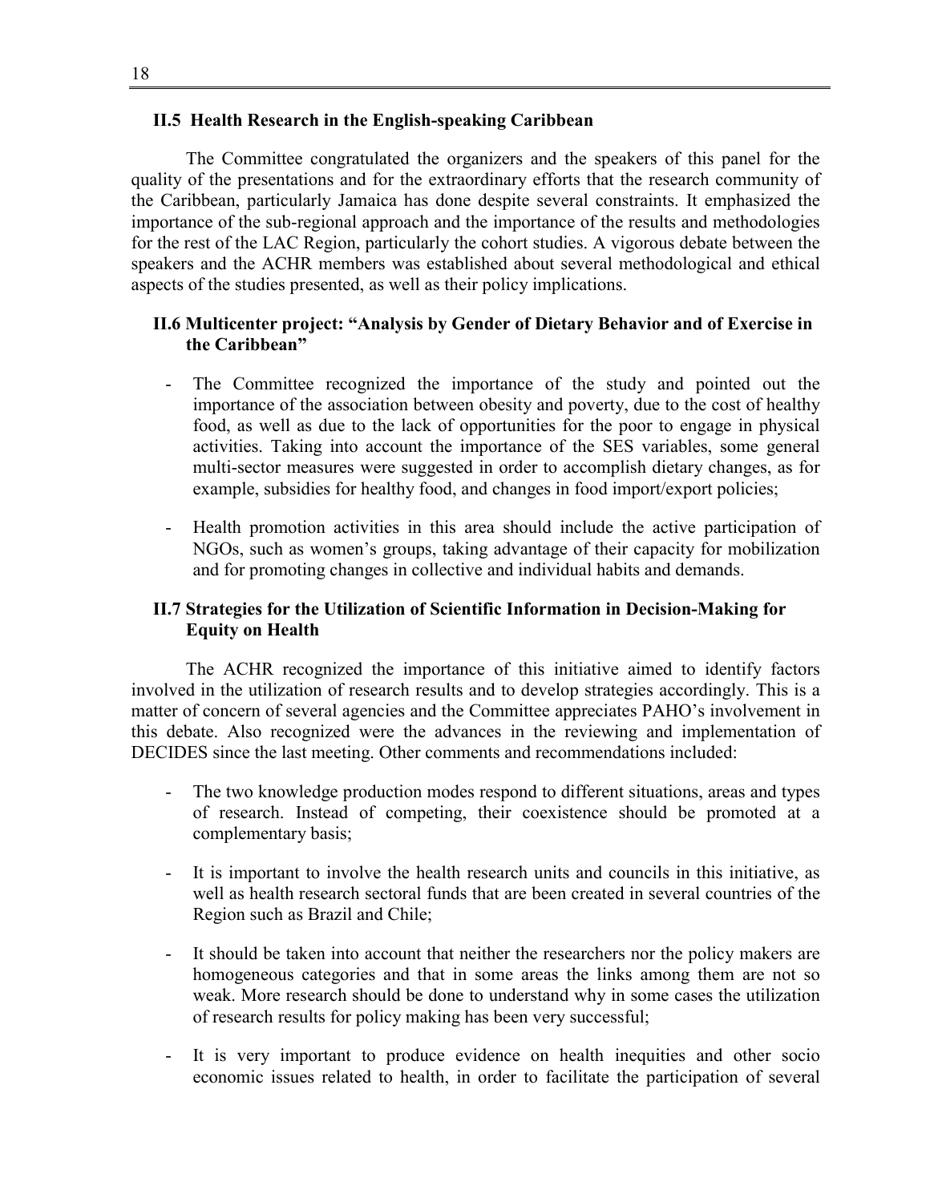### II.5 Health Research in the English-speaking Caribbean

The Committee congratulated the organizers and the speakers of this panel for the quality of the presentations and for the extraordinary efforts that the research community of the Caribbean, particularly Jamaica has done despite several constraints. It emphasized the importance of the sub-regional approach and the importance of the results and methodologies for the rest of the LAC Region, particularly the cohort studies. A vigorous debate between the speakers and the ACHR members was established about several methodological and ethical aspects of the studies presented, as well as their policy implications.

### II.6 Multicenter project: "Analysis by Gender of Dietary Behavior and of Exercise in the Caribbean"

- The Committee recognized the importance of the study and pointed out the importance of the association between obesity and poverty, due to the cost of healthy food, as well as due to the lack of opportunities for the poor to engage in physical activities. Taking into account the importance of the SES variables, some general multi-sector measures were suggested in order to accomplish dietary changes, as for example, subsidies for healthy food, and changes in food import/export policies;
- Health promotion activities in this area should include the active participation of NGOs, such as women's groups, taking advantage of their capacity for mobilization and for promoting changes in collective and individual habits and demands.

### II.7 Strategies for the Utilization of Scientific Information in Decision-Making for Equity on Health

The ACHR recognized the importance of this initiative aimed to identify factors involved in the utilization of research results and to develop strategies accordingly. This is a matter of concern of several agencies and the Committee appreciates PAHO's involvement in this debate. Also recognized were the advances in the reviewing and implementation of DECIDES since the last meeting. Other comments and recommendations included:

- The two knowledge production modes respond to different situations, areas and types of research. Instead of competing, their coexistence should be promoted at a complementary basis;
- It is important to involve the health research units and councils in this initiative, as well as health research sectoral funds that are been created in several countries of the Region such as Brazil and Chile;
- It should be taken into account that neither the researchers nor the policy makers are homogeneous categories and that in some areas the links among them are not so weak. More research should be done to understand why in some cases the utilization of research results for policy making has been very successful;
- It is very important to produce evidence on health inequities and other socio economic issues related to health, in order to facilitate the participation of several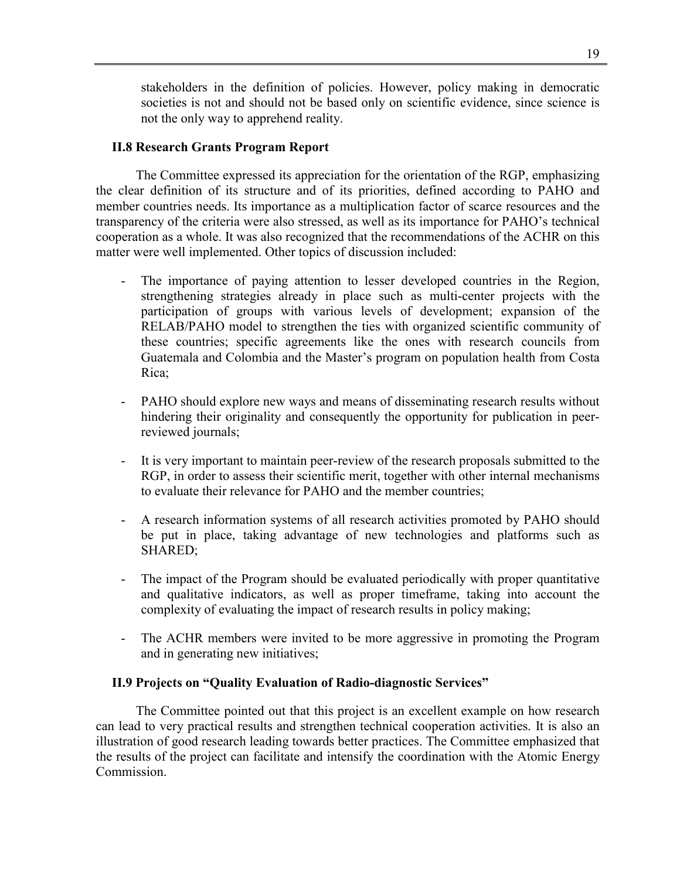stakeholders in the definition of policies. However, policy making in democratic societies is not and should not be based only on scientific evidence, since science is not the only way to apprehend reality.

### II.8 Research Grants Program Report

The Committee expressed its appreciation for the orientation of the RGP, emphasizing the clear definition of its structure and of its priorities, defined according to PAHO and member countries needs. Its importance as a multiplication factor of scarce resources and the transparency of the criteria were also stressed, as well as its importance for PAHO's technical cooperation as a whole. It was also recognized that the recommendations of the ACHR on this matter were well implemented. Other topics of discussion included:

- The importance of paying attention to lesser developed countries in the Region, strengthening strategies already in place such as multi-center projects with the participation of groups with various levels of development; expansion of the RELAB/PAHO model to strengthen the ties with organized scientific community of these countries; specific agreements like the ones with research councils from Guatemala and Colombia and the Master's program on population health from Costa Rica;

- PAHO should explore new ways and means of disseminating research results without hindering their originality and consequently the opportunity for publication in peer-reviewed journals;

- It is very important to maintain peer-review of the research proposals submitted to the RGP, in order to assess their scientific merit, together with other internal mechanisms to evaluate their relevance for PAHO and the member countries;

- A research information systems of all research activities promoted by PAHO should be put in place, taking advantage of new technologies and platforms such as SHARED;

- The impact of the Program should be evaluated periodically with proper quantitative and qualitative indicators, as well as proper timeframe, taking into account the complexity of evaluating the impact of research results in policy making;

- The ACHR members were invited to be more aggressive in promoting the Program and in generating new initiatives;

### II.9 Projects on "Quality Evaluation of Radio-diagnostic Services"

The Committee pointed out that this project is an excellent example on how research can lead to very practical results and strengthen technical cooperation activities. It is also an illustration of good research leading towards better practices. The Committee emphasized that the results of the project can facilitate and intensify the coordination with the Atomic Energy Commission.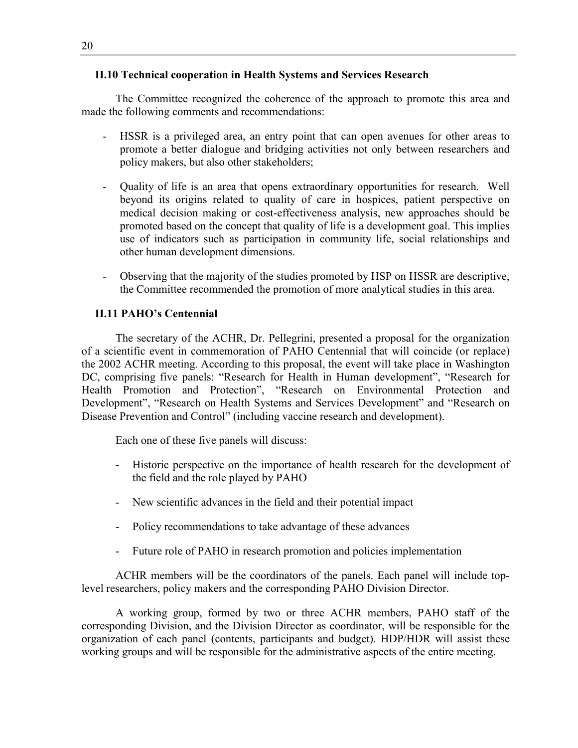### II.10 Technical cooperation in Health Systems and Services Research

The Committee recognized the coherence of the approach to promote this area and made the following comments and recommendations:

- HSSR is a privileged area, an entry point that can open avenues for other areas to promote a better dialogue and bridging activities not only between researchers and policy makers, but also other stakeholders;

- Quality of life is an area that opens extraordinary opportunities for research. Well beyond its origins related to quality of care in hospices, patient perspective on medical decision making or cost-effectiveness analysis, new approaches should be promoted based on the concept that quality of life is a development goal. This implies use of indicators such as participation in community life, social relationships and other human development dimensions.

- Observing that the majority of the studies promoted by HSP on HSSR are descriptive, the Committee recommended the promotion of more analytical studies in this area.

### II.11 PAHO's Centennial

The secretary of the ACHR, Dr. Pellegrini, presented a proposal for the organization of a scientific event in commemoration of PAHO Centennial that will coincide (or replace) the 2002 ACHR meeting. According to this proposal, the event will take place in Washington DC, comprising five panels: "Research for Health in Human development", "Research for Health Promotion and Protection", "Research on Environmental Protection and Development", "Research on Health Systems and Services Development" and "Research on Disease Prevention and Control" (including vaccine research and development).

Each one of these five panels will discuss:

- Historic perspective on the importance of health research for the development of the field and the role played by PAHO

- New scientific advances in the field and their potential impact

- Policy recommendations to take advantage of these advances

- Future role of PAHO in research promotion and policies implementation

ACHR members will be the coordinators of the panels. Each panel will include top-level researchers, policy makers and the corresponding PAHO Division Director.

A working group, formed by two or three ACHR members, PAHO staff of the corresponding Division, and the Division Director as coordinator, will be responsible for the organization of each panel (contents, participants and budget). HDP/HDR will assist these working groups and will be responsible for the administrative aspects of the entire meeting.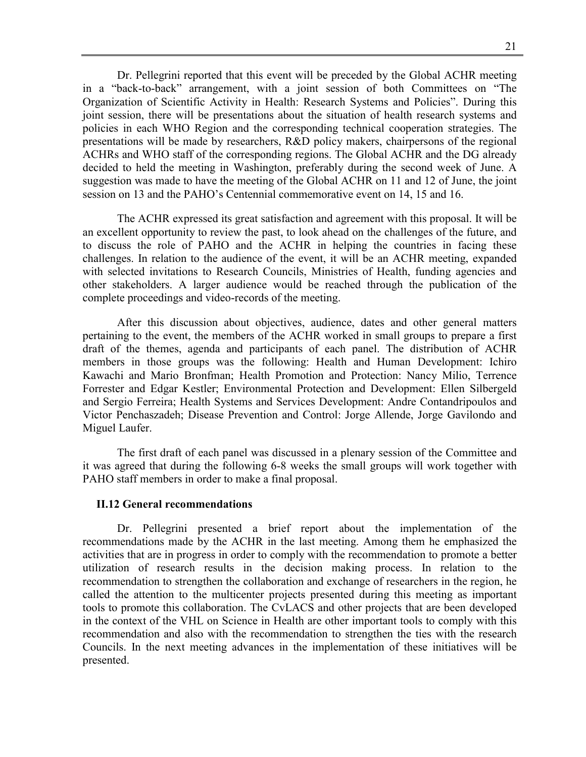Dr. Pellegrini reported that this event will be preceded by the Global ACHR meeting in a "back-to-back" arrangement, with a joint session of both Committees on "The Organization of Scientific Activity in Health: Research Systems and Policies". During this joint session, there will be presentations about the situation of health research systems and policies in each WHO Region and the corresponding technical cooperation strategies. The presentations will be made by researchers, R&D policy makers, chairpersons of the regional ACHRs and WHO staff of the corresponding regions. The Global ACHR and the DG already decided to held the meeting in Washington, preferably during the second week of June. A suggestion was made to have the meeting of the Global ACHR on 11 and 12 of June, the joint session on 13 and the PAHO's Centennial commemorative event on 14, 15 and 16.

The ACHR expressed its great satisfaction and agreement with this proposal. It will be an excellent opportunity to review the past, to look ahead on the challenges of the future, and to discuss the role of PAHO and the ACHR in helping the countries in facing these challenges. In relation to the audience of the event, it will be an ACHR meeting, expanded with selected invitations to Research Councils, Ministries of Health, funding agencies and other stakeholders. A larger audience would be reached through the publication of the complete proceedings and video-records of the meeting.

After this discussion about objectives, audience, dates and other general matters pertaining to the event, the members of the ACHR worked in small groups to prepare a first draft of the themes, agenda and participants of each panel. The distribution of ACHR members in those groups was the following: Health and Human Development: Ichiro Kawachi and Mario Bronfman; Health Promotion and Protection: Nancy Milio, Terrence Forrester and Edgar Kestler; Environmental Protection and Development: Ellen Silbergeld and Sergio Ferreira; Health Systems and Services Development: Andre Contandripoulos and Victor Penchaszadeh; Disease Prevention and Control: Jorge Allende, Jorge Gavilondo and Miguel Laufer.

The first draft of each panel was discussed in a plenary session of the Committee and it was agreed that during the following 6-8 weeks the small groups will work together with PAHO staff members in order to make a final proposal.

### II.12 General recommendations

Dr. Pellegrini presented a brief report about the implementation of the recommendations made by the ACHR in the last meeting. Among them he emphasized the activities that are in progress in order to comply with the recommendation to promote a better utilization of research results in the decision making process. In relation to the recommendation to strengthen the collaboration and exchange of researchers in the region, he called the attention to the multicenter projects presented during this meeting as important tools to promote this collaboration. The CvLACS and other projects that are been developed in the context of the VHL on Science in Health are other important tools to comply with this recommendation and also with the recommendation to strengthen the ties with the research Councils. In the next meeting advances in the implementation of these initiatives will be presented.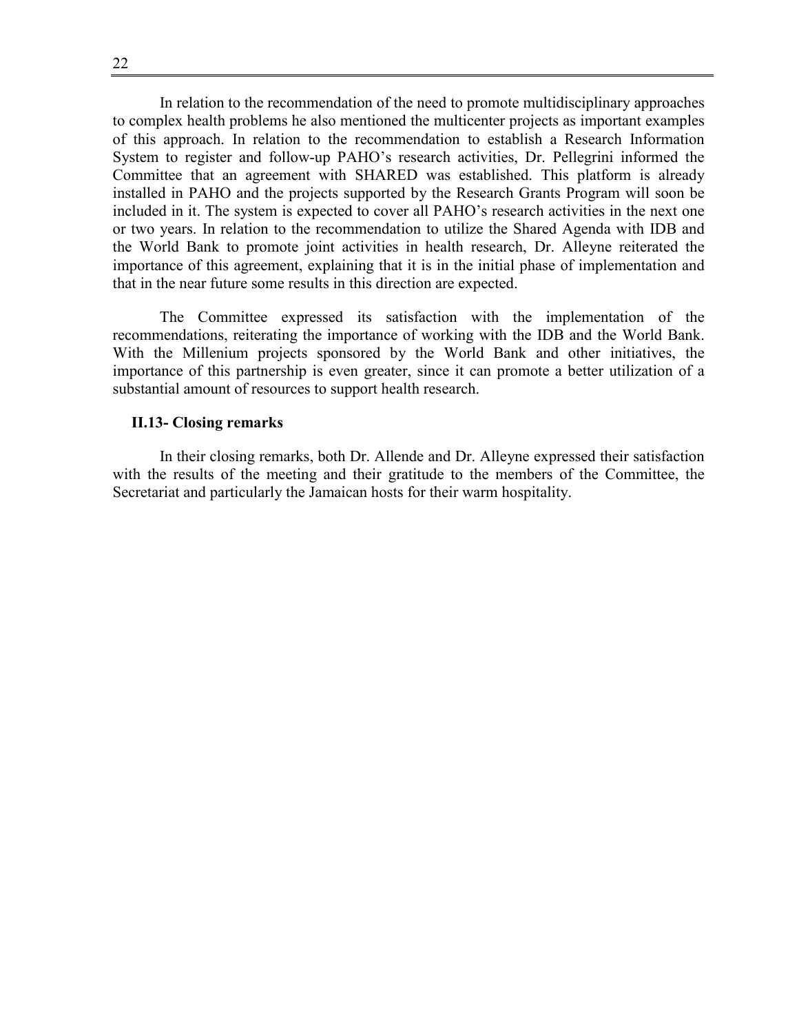In relation to the recommendation of the need to promote multidisciplinary approaches to complex health problems he also mentioned the multicenter projects as important examples of this approach. In relation to the recommendation to establish a Research Information System to register and follow-up PAHO's research activities, Dr. Pellegrini informed the Committee that an agreement with SHARED was established. This platform is already installed in PAHO and the projects supported by the Research Grants Program will soon be included in it. The system is expected to cover all PAHO's research activities in the next one or two years. In relation to the recommendation to utilize the Shared Agenda with IDB and the World Bank to promote joint activities in health research, Dr. Alleyne reiterated the importance of this agreement, explaining that it is in the initial phase of implementation and that in the near future some results in this direction are expected.

The Committee expressed its satisfaction with the implementation of the recommendations, reiterating the importance of working with the IDB and the World Bank. With the Millenium projects sponsored by the World Bank and other initiatives, the importance of this partnership is even greater, since it can promote a better utilization of a substantial amount of resources to support health research.

### II.13- Closing remarks

In their closing remarks, both Dr. Allende and Dr. Alleyne expressed their satisfaction with the results of the meeting and their gratitude to the members of the Committee, the Secretariat and particularly the Jamaican hosts for their warm hospitality.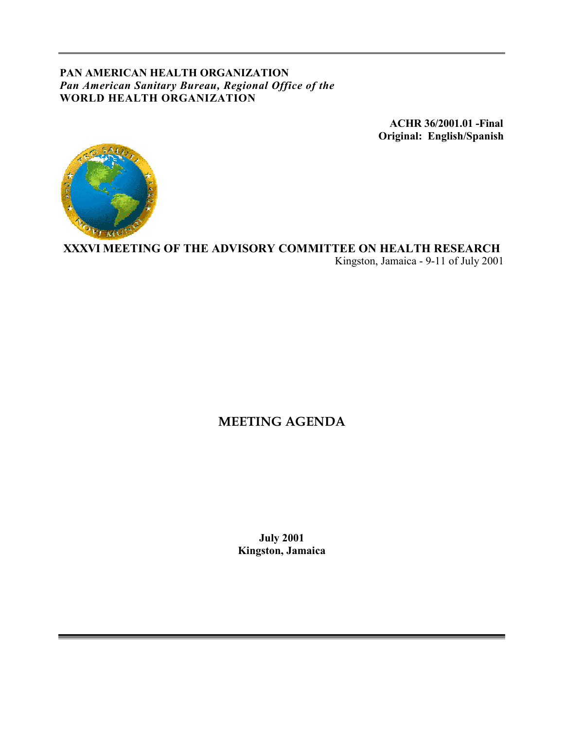**PAN AMERICAN HEALTH ORGANIZATION**
***Pan American Sanitary Bureau, Regional Office of the***
**WORLD HEALTH ORGANIZATION**

**ACHR 36/2001.01 -Final**
**Original: English/Spanish**

**XXXVI MEETING OF THE ADVISORY COMMITTEE ON HEALTH RESEARCH**
Kingston, Jamaica - 9-11 of July 2001

# MEETING AGENDA

**July 2001**
**Kingston, Jamaica**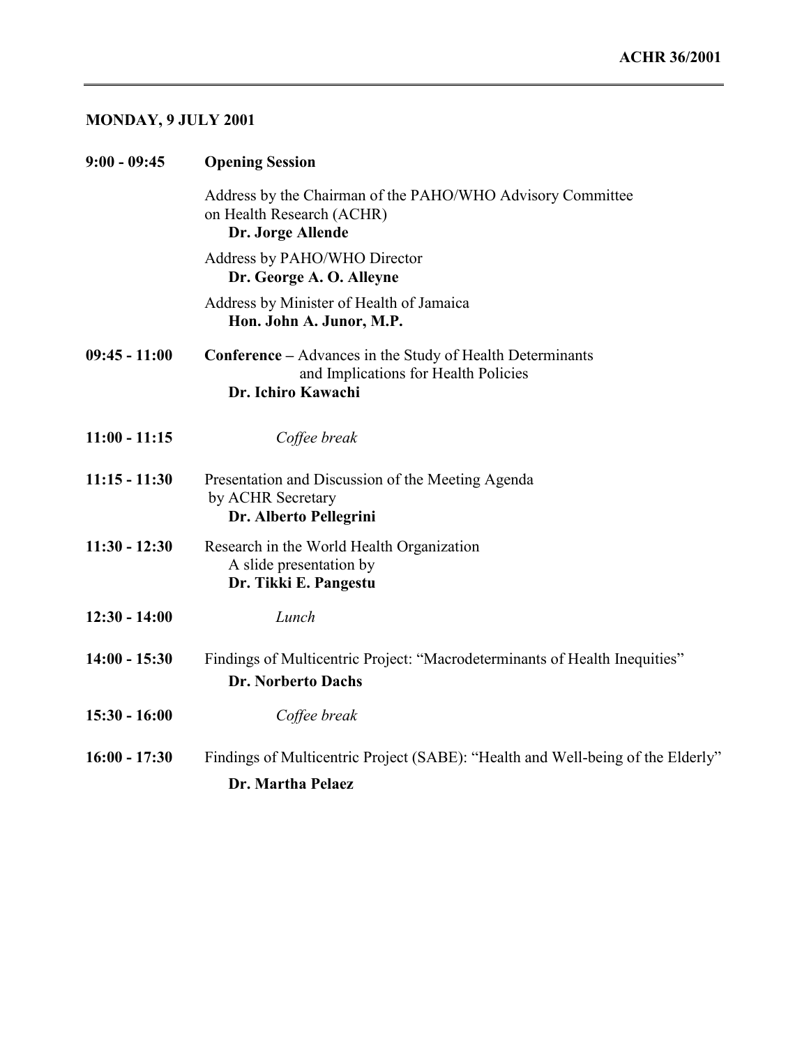## MONDAY, 9 JULY 2001

| | |
|---|---|
| **9:00 - 09:45** | **Opening Session** |
| | Address by the Chairman of the PAHO/WHO Advisory Committee on Health Research (ACHR)<br>**Dr. Jorge Allende** |
| | Address by PAHO/WHO Director<br>**Dr. George A. O. Alleyne** |
| | Address by Minister of Health of Jamaica<br>**Hon. John A. Junor, M.P.** |
| **09:45 - 11:00** | **Conference –** Advances in the Study of Health Determinants and Implications for Health Policies<br>**Dr. Ichiro Kawachi** |
| **11:00 - 11:15** | *Coffee break* |
| **11:15 - 11:30** | Presentation and Discussion of the Meeting Agenda by ACHR Secretary<br>**Dr. Alberto Pellegrini** |
| **11:30 - 12:30** | Research in the World Health Organization<br>A slide presentation by<br>**Dr. Tikki E. Pangestu** |
| **12:30 - 14:00** | *Lunch* |
| **14:00 - 15:30** | Findings of Multicentric Project: "Macrodeterminants of Health Inequities"<br>**Dr. Norberto Dachs** |
| **15:30 - 16:00** | *Coffee break* |
| **16:00 - 17:30** | Findings of Multicentric Project (SABE): "Health and Well-being of the Elderly"<br>**Dr. Martha Pelaez** |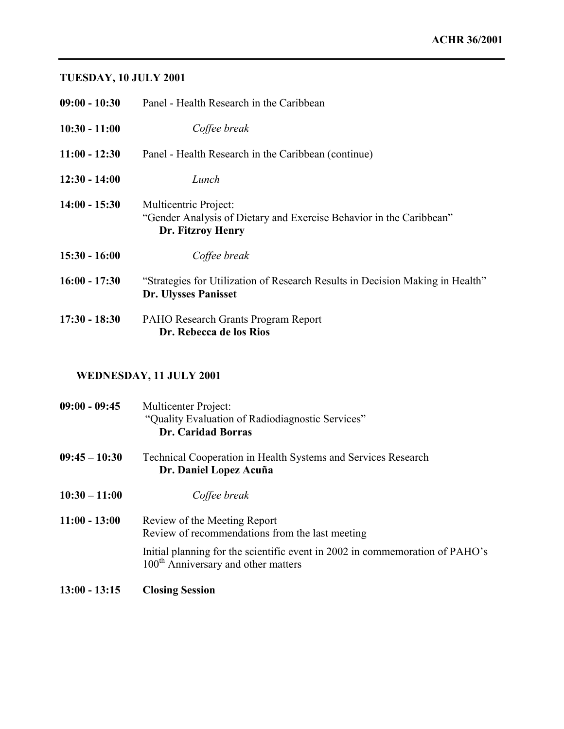## TUESDAY, 10 JULY 2001

**09:00 - 10:30** Panel - Health Research in the Caribbean

**10:30 - 11:00** *Coffee break*

**11:00 - 12:30** Panel - Health Research in the Caribbean (continue)

**12:30 - 14:00** *Lunch*

**14:00 - 15:30** Multicentric Project:
"Gender Analysis of Dietary and Exercise Behavior in the Caribbean"
**Dr. Fitzroy Henry**

**15:30 - 16:00** *Coffee break*

**16:00 - 17:30** "Strategies for Utilization of Research Results in Decision Making in Health"
**Dr. Ulysses Panisset**

**17:30 - 18:30** PAHO Research Grants Program Report
**Dr. Rebecca de los Rios**

## WEDNESDAY, 11 JULY 2001

**09:00 - 09:45** Multicenter Project:
"Quality Evaluation of Radiodiagnostic Services"
**Dr. Caridad Borras**

**09:45 – 10:30** Technical Cooperation in Health Systems and Services Research
**Dr. Daniel Lopez Acuña**

**10:30 – 11:00** *Coffee break*

**11:00 - 13:00** Review of the Meeting Report
Review of recommendations from the last meeting

Initial planning for the scientific event in 2002 in commemoration of PAHO's 100th Anniversary and other matters

**13:00 - 13:15** **Closing Session**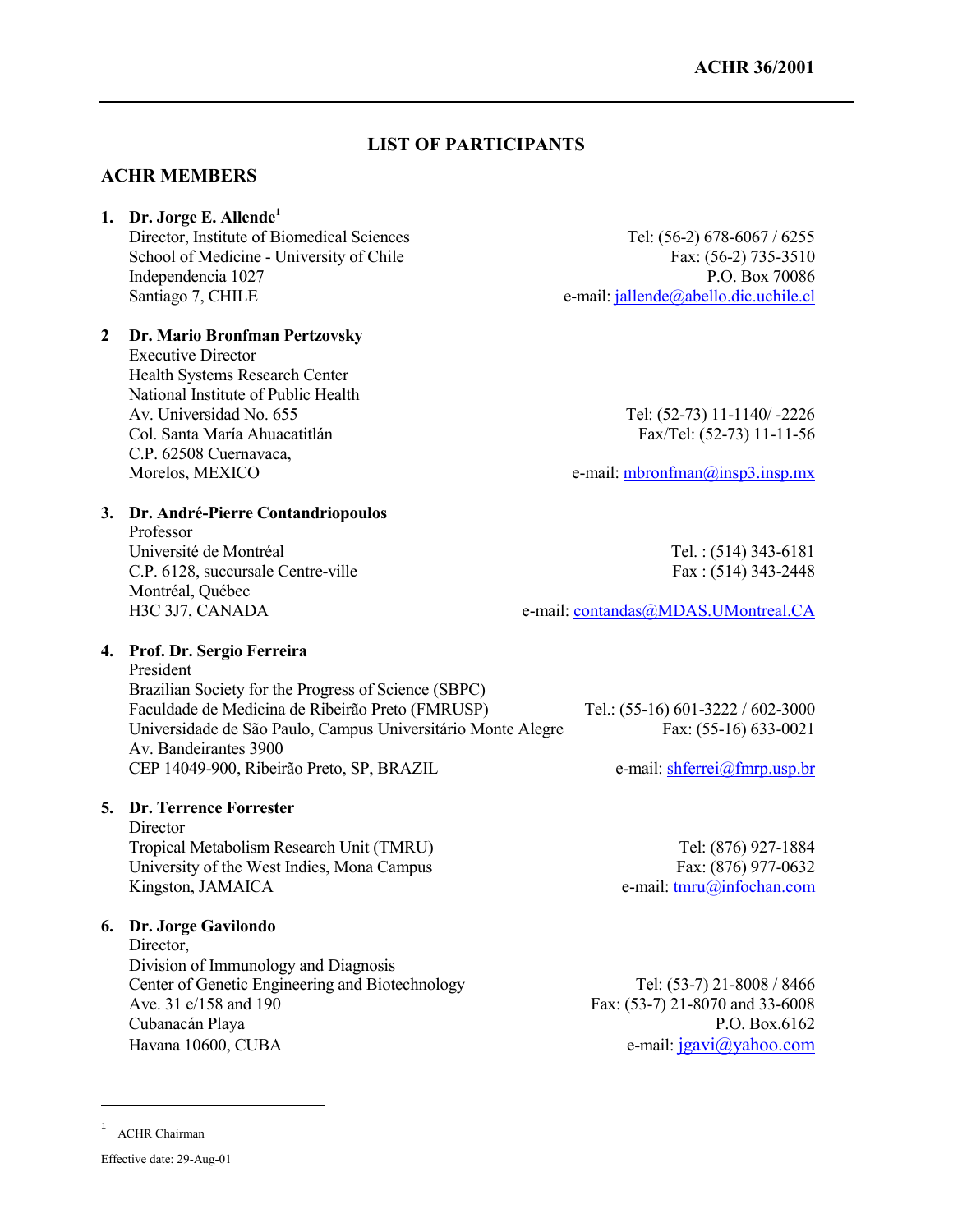## LIST OF PARTICIPANTS

### ACHR MEMBERS

1. **Dr. Jorge E. Allende**[1]
   Director, Institute of Biomedical Sciences
   School of Medicine - University of Chile
   Independencia 1027
   Santiago 7, CHILE
   Tel: (56-2) 678-6067 / 6255
   Fax: (56-2) 735-3510
   P.O. Box 70086
   e-mail: jallende@abello.dic.uchile.cl

2. **Dr. Mario Bronfman Pertzovsky**
   Executive Director
   Health Systems Research Center
   National Institute of Public Health
   Av. Universidad No. 655
   Col. Santa María Ahuacatitlán
   C.P. 62508 Cuernavaca,
   Morelos, MEXICO
   Tel: (52-73) 11-1140/ -2226
   Fax/Tel: (52-73) 11-11-56
   e-mail: mbronfman@insp3.insp.mx

3. **Dr. André-Pierre Contandriopoulos**
   Professor
   Université de Montréal
   C.P. 6128, succursale Centre-ville
   Montréal, Québec
   H3C 3J7, CANADA
   Tel. : (514) 343-6181
   Fax : (514) 343-2448
   e-mail: contandas@MDAS.UMontreal.CA

4. **Prof. Dr. Sergio Ferreira**
   President
   Brazilian Society for the Progress of Science (SBPC)
   Faculdade de Medicina de Ribeirão Preto (FMRUSP)
   Universidade de São Paulo, Campus Universitário Monte Alegre
   Av. Bandeirantes 3900
   CEP 14049-900, Ribeirão Preto, SP, BRAZIL
   Tel.: (55-16) 601-3222 / 602-3000
   Fax: (55-16) 633-0021
   e-mail: shferrei@fmrp.usp.br

5. **Dr. Terrence Forrester**
   Director
   Tropical Metabolism Research Unit (TMRU)
   University of the West Indies, Mona Campus
   Kingston, JAMAICA
   Tel: (876) 927-1884
   Fax: (876) 977-0632
   e-mail: tmru@infochan.com

6. **Dr. Jorge Gavilondo**
   Director,
   Division of Immunology and Diagnosis
   Center of Genetic Engineering and Biotechnology
   Ave. 31 e/158 and 190
   Cubanacán Playa
   Havana 10600, CUBA
   Tel: (53-7) 21-8008 / 8466
   Fax: (53-7) 21-8070 and 33-6008
   P.O. Box.6162
   e-mail: jgavi@yahoo.com

---

[1] ACHR Chairman

Effective date: 29-Aug-01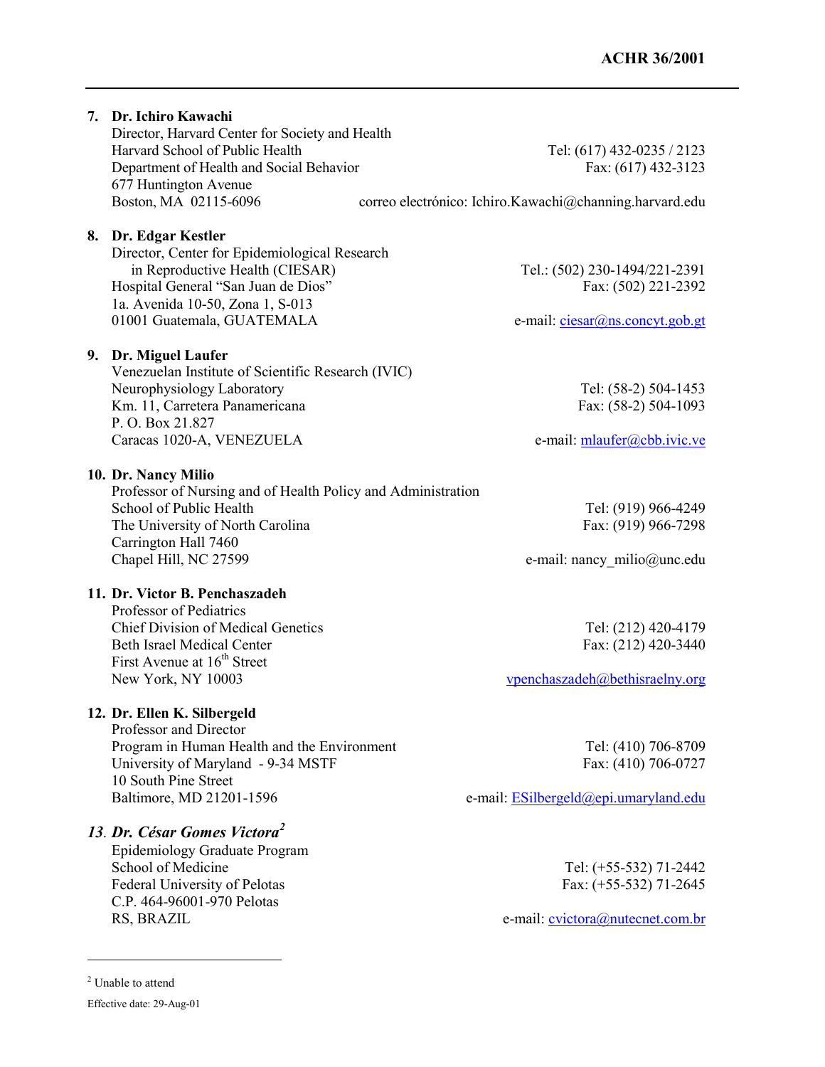7. **Dr. Ichiro Kawachi**
   Director, Harvard Center for Society and Health
   Harvard School of Public Health
   Department of Health and Social Behavior
   677 Huntington Avenue
   Boston, MA 02115-6096
   Tel: (617) 432-0235 / 2123
   Fax: (617) 432-3123
   correo electrónico: Ichiro.Kawachi@channing.harvard.edu

8. **Dr. Edgar Kestler**
   Director, Center for Epidemiological Research in Reproductive Health (CIESAR)
   Hospital General "San Juan de Dios"
   1a. Avenida 10-50, Zona 1, S-013
   01001 Guatemala, GUATEMALA
   Tel.: (502) 230-1494/221-2391
   Fax: (502) 221-2392
   e-mail: ciesar@ns.concyt.gob.gt

9. **Dr. Miguel Laufer**
   Venezuelan Institute of Scientific Research (IVIC)
   Neurophysiology Laboratory
   Km. 11, Carretera Panamericana
   P. O. Box 21.827
   Caracas 1020-A, VENEZUELA
   Tel: (58-2) 504-1453
   Fax: (58-2) 504-1093
   e-mail: mlaufer@cbb.ivic.ve

10. **Dr. Nancy Milio**
    Professor of Nursing and of Health Policy and Administration
    School of Public Health
    The University of North Carolina
    Carrington Hall 7460
    Chapel Hill, NC 27599
    Tel: (919) 966-4249
    Fax: (919) 966-7298
    e-mail: nancy_milio@unc.edu

11. **Dr. Victor B. Penchaszadeh**
    Professor of Pediatrics
    Chief Division of Medical Genetics
    Beth Israel Medical Center
    First Avenue at 16th Street
    New York, NY 10003
    Tel: (212) 420-4179
    Fax: (212) 420-3440
    vpenchaszadeh@bethisraelny.org

12. **Dr. Ellen K. Silbergeld**
    Professor and Director
    Program in Human Health and the Environment
    University of Maryland - 9-34 MSTF
    10 South Pine Street
    Baltimore, MD 21201-1596
    Tel: (410) 706-8709
    Fax: (410) 706-0727
    e-mail: ESilbergeld@epi.umaryland.edu

13. ***Dr. César Gomes Victora*[2]**
    Epidemiology Graduate Program
    School of Medicine
    Federal University of Pelotas
    C.P. 464-96001-970 Pelotas
    RS, BRAZIL
    Tel: (+55-532) 71-2442
    Fax: (+55-532) 71-2645
    e-mail: cvictora@nutecnet.com.br

---

[2] Unable to attend

Effective date: 29-Aug-01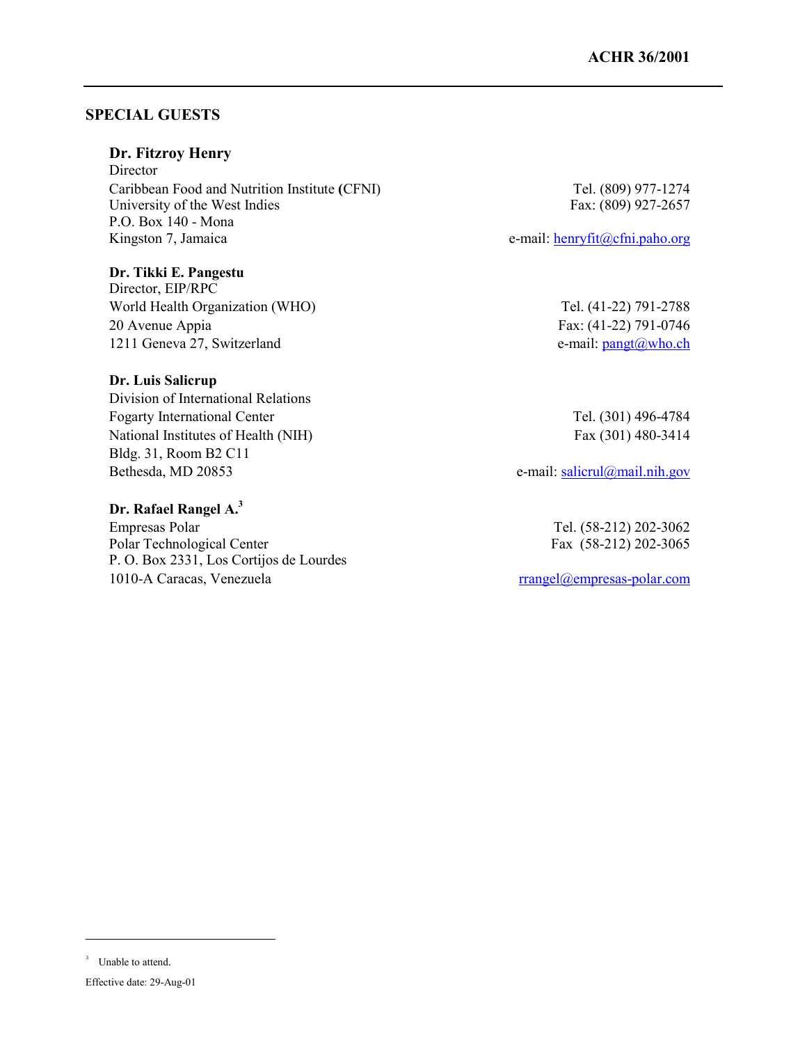## SPECIAL GUESTS

**Dr. Fitzroy Henry**
Director
Caribbean Food and Nutrition Institute (CFNI)
University of the West Indies
P.O. Box 140 - Mona
Kingston 7, Jamaica

Tel. (809) 977-1274
Fax: (809) 927-2657
e-mail: henryfit@cfni.paho.org

**Dr. Tikki E. Pangestu**
Director, EIP/RPC
World Health Organization (WHO)
20 Avenue Appia
1211 Geneva 27, Switzerland

Tel. (41-22) 791-2788
Fax: (41-22) 791-0746
e-mail: pangt@who.ch

**Dr. Luis Salicrup**
Division of International Relations
Fogarty International Center
National Institutes of Health (NIH)
Bldg. 31, Room B2 C11
Bethesda, MD 20853

Tel. (301) 496-4784
Fax (301) 480-3414
e-mail: salicrul@mail.nih.gov

**Dr. Rafael Rangel A.**[3]
Empresas Polar
Polar Technological Center
P. O. Box 2331, Los Cortijos de Lourdes
1010-A Caracas, Venezuela

Tel. (58-212) 202-3062
Fax (58-212) 202-3065
rrangel@empresas-polar.com

---

[3] Unable to attend.

Effective date: 29-Aug-01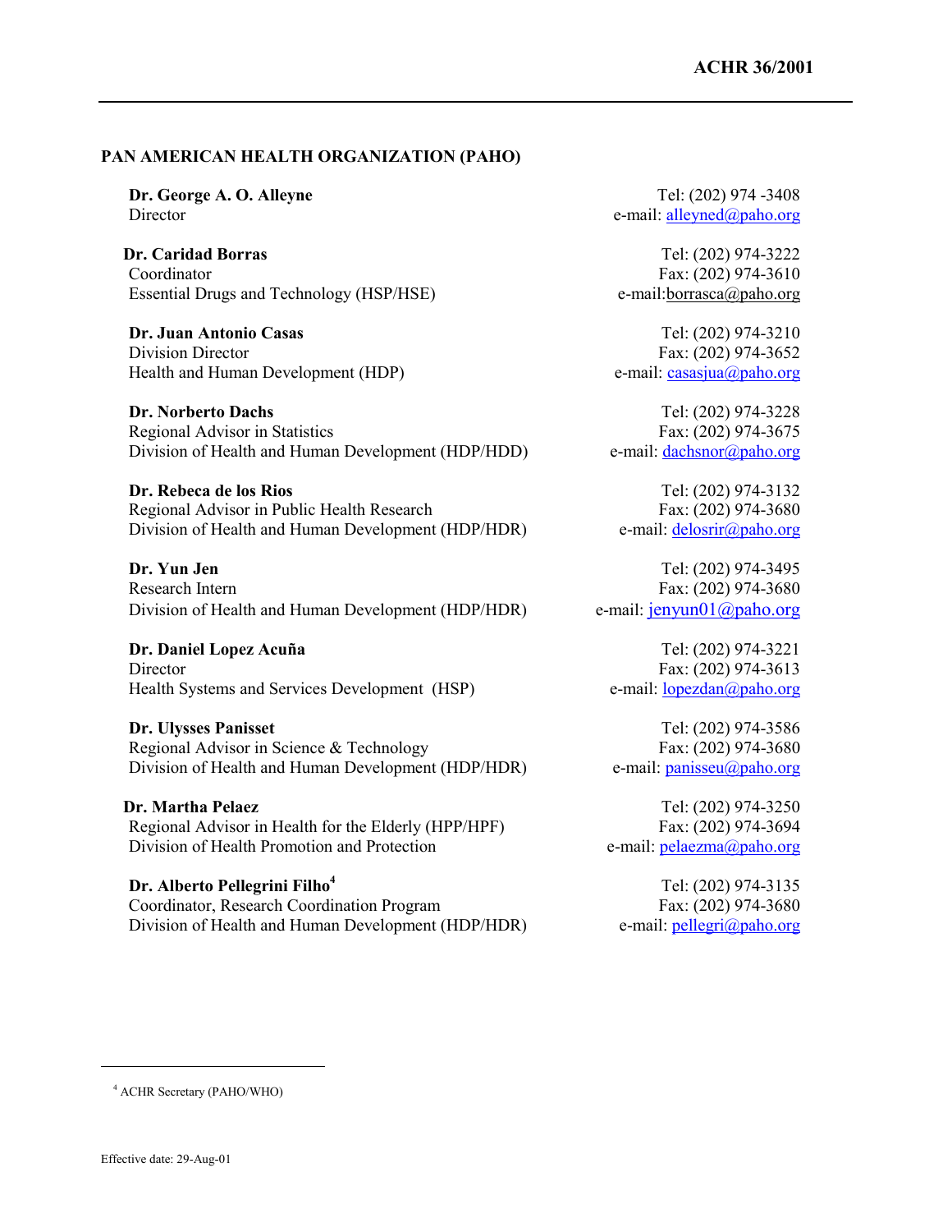## PAN AMERICAN HEALTH ORGANIZATION (PAHO)

**Dr. George A. O. Alleyne**
Director
Tel: (202) 974 -3408
e-mail: alleyned@paho.org

**Dr. Caridad Borras**
Coordinator
Essential Drugs and Technology (HSP/HSE)
Tel: (202) 974-3222
Fax: (202) 974-3610
e-mail:borrasca@paho.org

**Dr. Juan Antonio Casas**
Division Director
Health and Human Development (HDP)
Tel: (202) 974-3210
Fax: (202) 974-3652
e-mail: casasjua@paho.org

**Dr. Norberto Dachs**
Regional Advisor in Statistics
Division of Health and Human Development (HDP/HDD)
Tel: (202) 974-3228
Fax: (202) 974-3675
e-mail: dachsnor@paho.org

**Dr. Rebeca de los Rios**
Regional Advisor in Public Health Research
Division of Health and Human Development (HDP/HDR)
Tel: (202) 974-3132
Fax: (202) 974-3680
e-mail: delosrir@paho.org

**Dr. Yun Jen**
Research Intern
Division of Health and Human Development (HDP/HDR)
Tel: (202) 974-3495
Fax: (202) 974-3680
e-mail: jenyun01@paho.org

**Dr. Daniel Lopez Acuña**
Director
Health Systems and Services Development (HSP)
Tel: (202) 974-3221
Fax: (202) 974-3613
e-mail: lopezdan@paho.org

**Dr. Ulysses Panisset**
Regional Advisor in Science & Technology
Division of Health and Human Development (HDP/HDR)
Tel: (202) 974-3586
Fax: (202) 974-3680
e-mail: panisseu@paho.org

**Dr. Martha Pelaez**
Regional Advisor in Health for the Elderly (HPP/HPF)
Division of Health Promotion and Protection
Tel: (202) 974-3250
Fax: (202) 974-3694
e-mail: pelaezma@paho.org

**Dr. Alberto Pellegrini Filho**[4]
Coordinator, Research Coordination Program
Division of Health and Human Development (HDP/HDR)
Tel: (202) 974-3135
Fax: (202) 974-3680
e-mail: pellegri@paho.org

---

[4] ACHR Secretary (PAHO/WHO)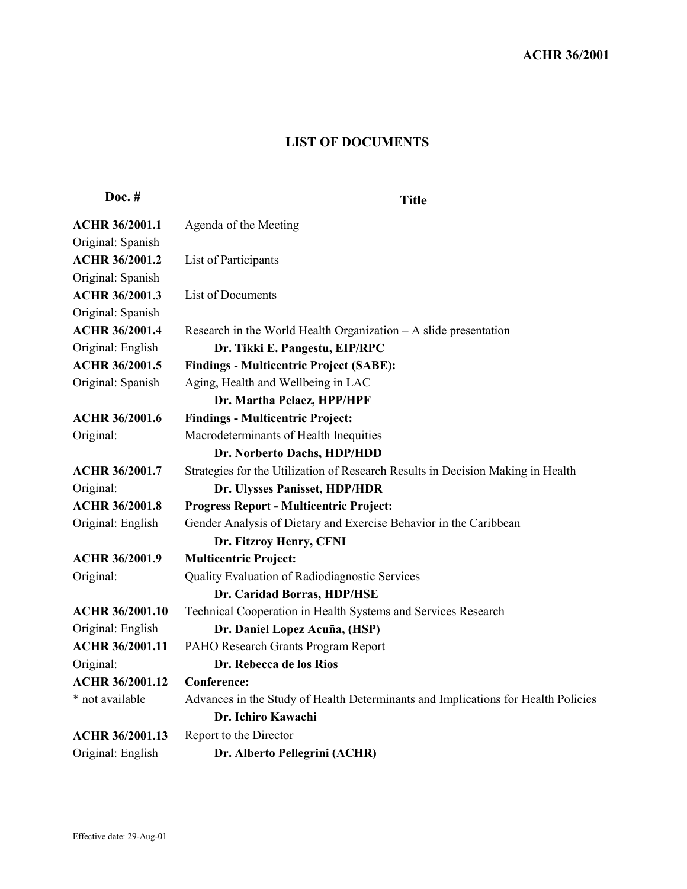# LIST OF DOCUMENTS

| Doc. # | Title |
|---|---|
| **ACHR 36/2001.1**<br>Original: Spanish | Agenda of the Meeting |
| **ACHR 36/2001.2**<br>Original: Spanish | List of Participants |
| **ACHR 36/2001.3**<br>Original: Spanish | List of Documents |
| **ACHR 36/2001.4**<br>Original: English | Research in the World Health Organization – A slide presentation<br>**Dr. Tikki E. Pangestu, EIP/RPC** |
| **ACHR 36/2001.5**<br>Original: Spanish | **Findings - Multicentric Project (SABE):**<br>Aging, Health and Wellbeing in LAC<br>**Dr. Martha Pelaez, HPP/HPF** |
| **ACHR 36/2001.6**<br>Original: | **Findings - Multicentric Project:**<br>Macrodeterminants of Health Inequities<br>**Dr. Norberto Dachs, HDP/HDD** |
| **ACHR 36/2001.7**<br>Original: | Strategies for the Utilization of Research Results in Decision Making in Health<br>**Dr. Ulysses Panisset, HDP/HDR** |
| **ACHR 36/2001.8**<br>Original: English | **Progress Report - Multicentric Project:**<br>Gender Analysis of Dietary and Exercise Behavior in the Caribbean<br>**Dr. Fitzroy Henry, CFNI** |
| **ACHR 36/2001.9**<br>Original: | **Multicentric Project:**<br>Quality Evaluation of Radiodiagnostic Services<br>**Dr. Caridad Borras, HDP/HSE** |
| **ACHR 36/2001.10**<br>Original: English | Technical Cooperation in Health Systems and Services Research<br>**Dr. Daniel Lopez Acuña, (HSP)** |
| **ACHR 36/2001.11**<br>Original: | PAHO Research Grants Program Report<br>**Dr. Rebecca de los Rios** |
| **ACHR 36/2001.12**<br>* not available | **Conference:**<br>Advances in the Study of Health Determinants and Implications for Health Policies<br>**Dr. Ichiro Kawachi** |
| **ACHR 36/2001.13**<br>Original: English | Report to the Director<br>**Dr. Alberto Pellegrini (ACHR)** |

Effective date: 29-Aug-01